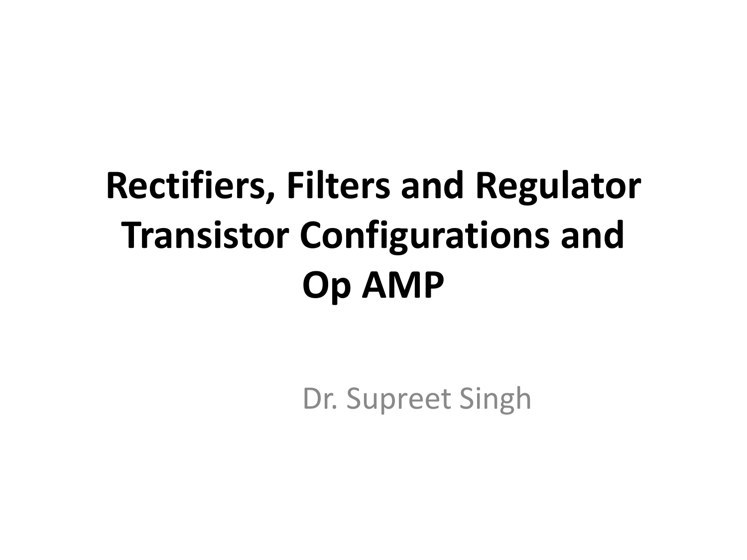# Rectifiers, Filters and Regulator Transistor Configurations and Op AMP

Dr. Supreet Singh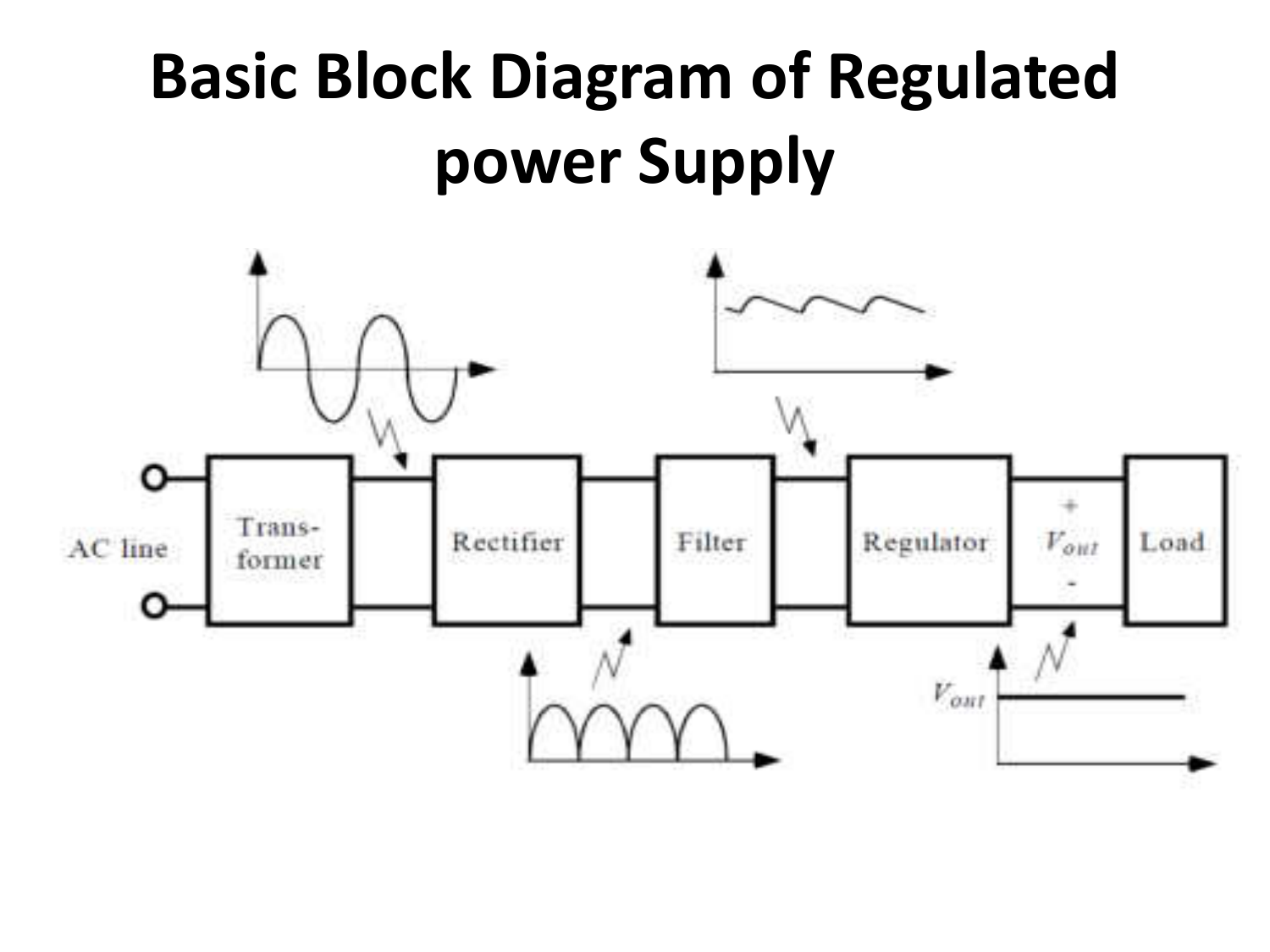# Basic Block Diagram of Regulated power Supply

AC line → Trans-former → Rectifier → Filter → Regulator → $V_{out}$ (+/-) → Load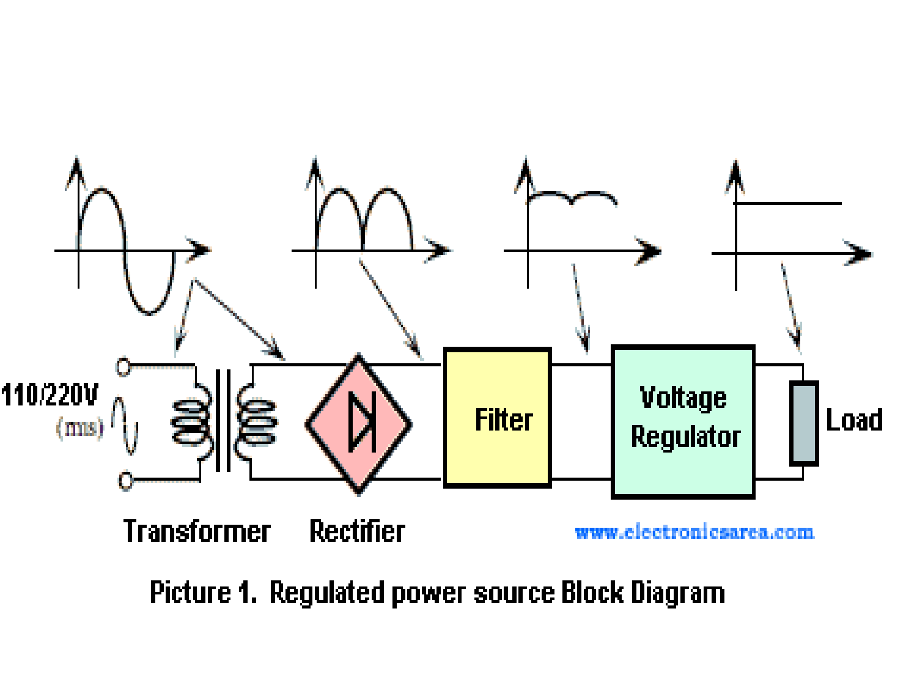110/220V (rms)

Transformer

Rectifier

Filter

Voltage Regulator

Load

www.electronicsarea.com

Picture 1. Regulated power source Block Diagram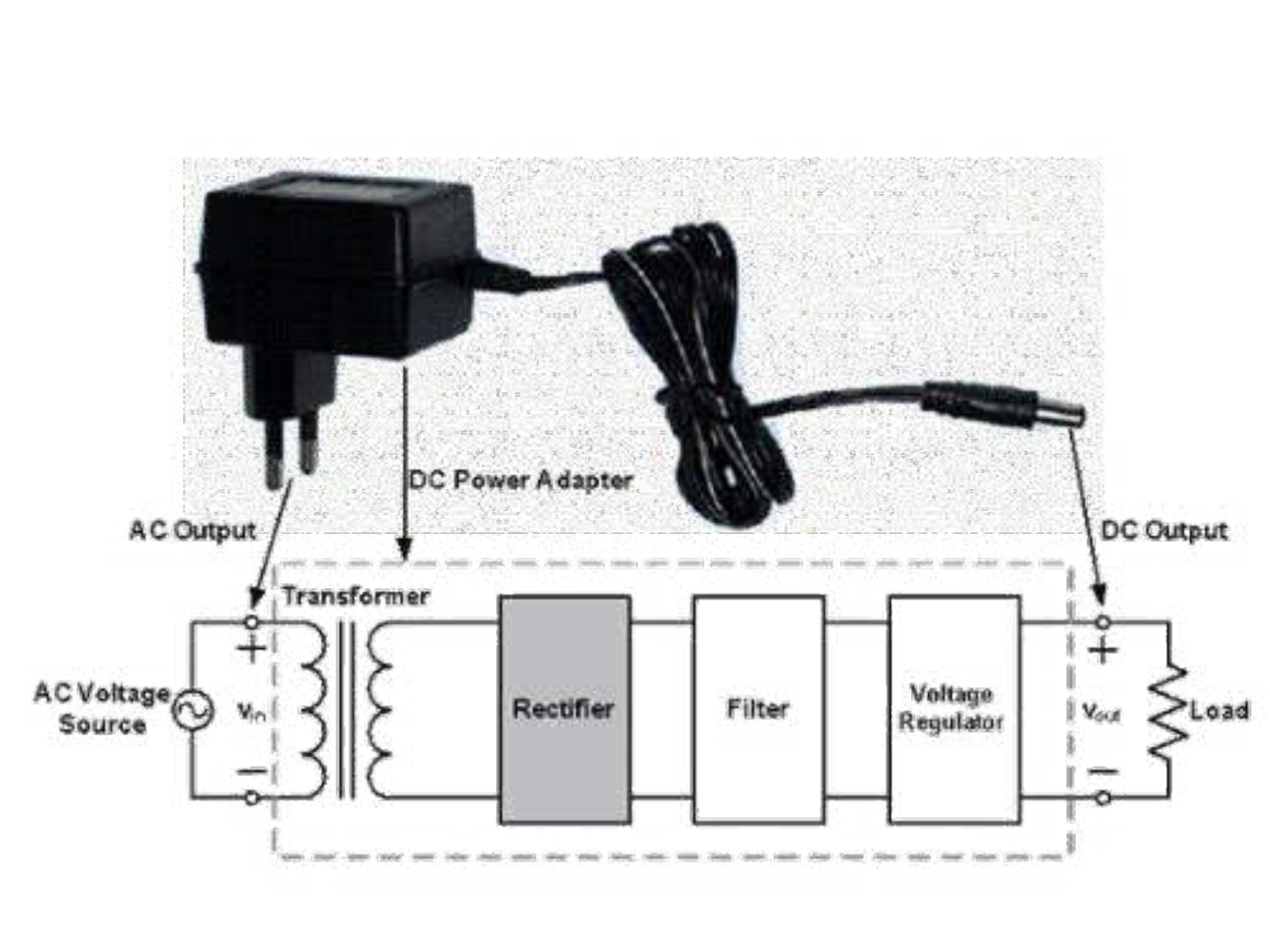DC Power Adapter

AC Output

DC Output

Transformer

AC Voltage Source

$v_{in}$

Rectifier

Filter

Voltage Regulator

$V_{out}$

Load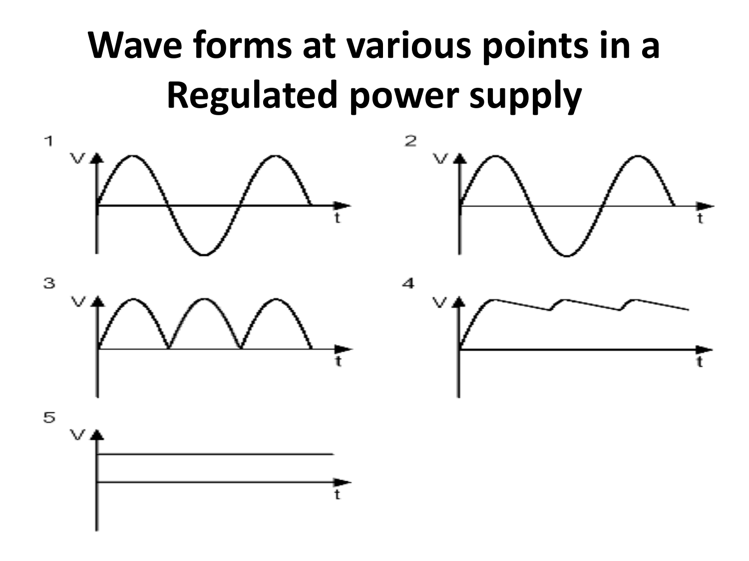# Wave forms at various points in a Regulated power supply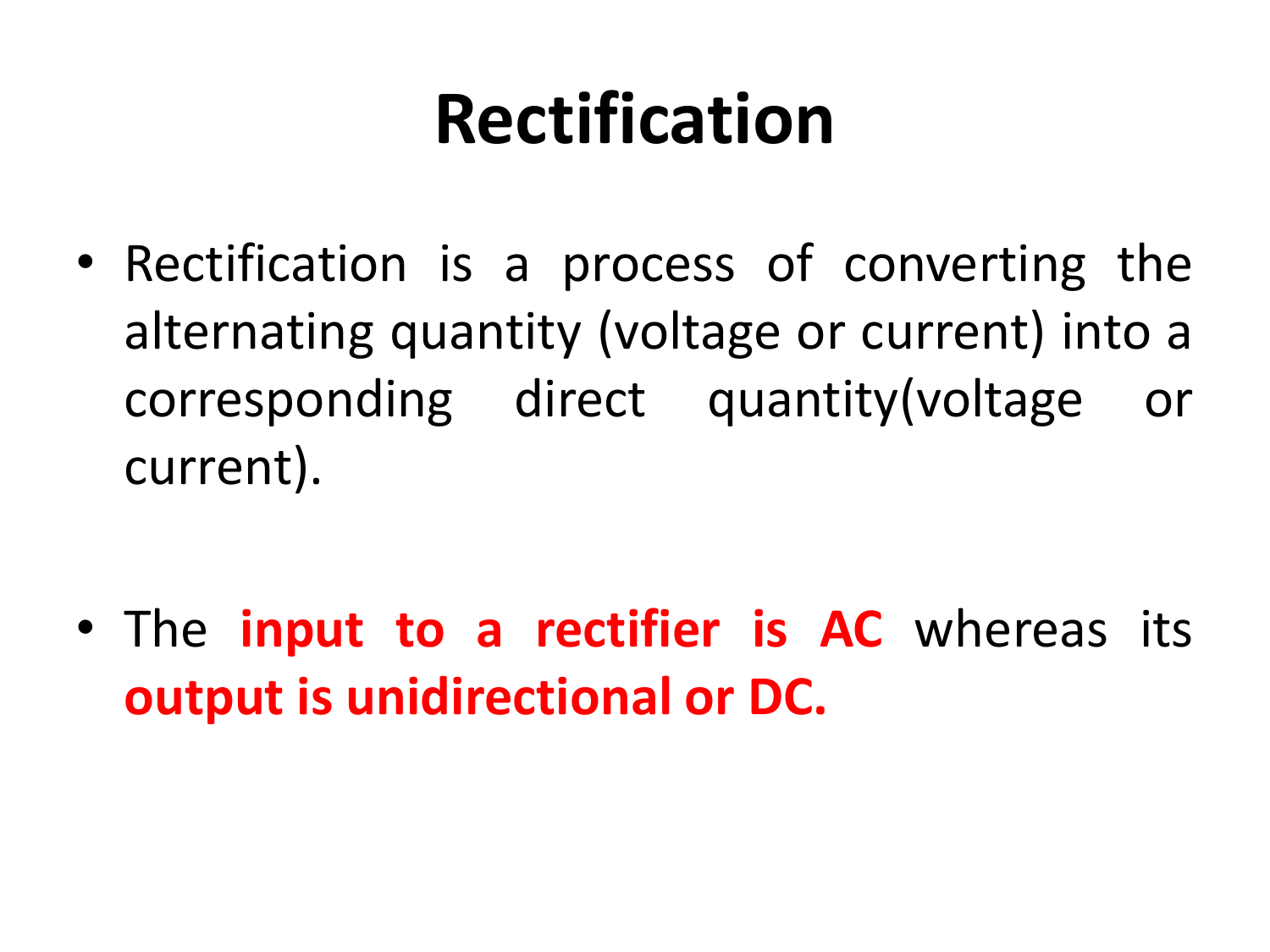# Rectification

- Rectification is a process of converting the alternating quantity (voltage or current) into a corresponding direct quantity(voltage or current).

- The **input to a rectifier is AC** whereas its **output is unidirectional or DC.**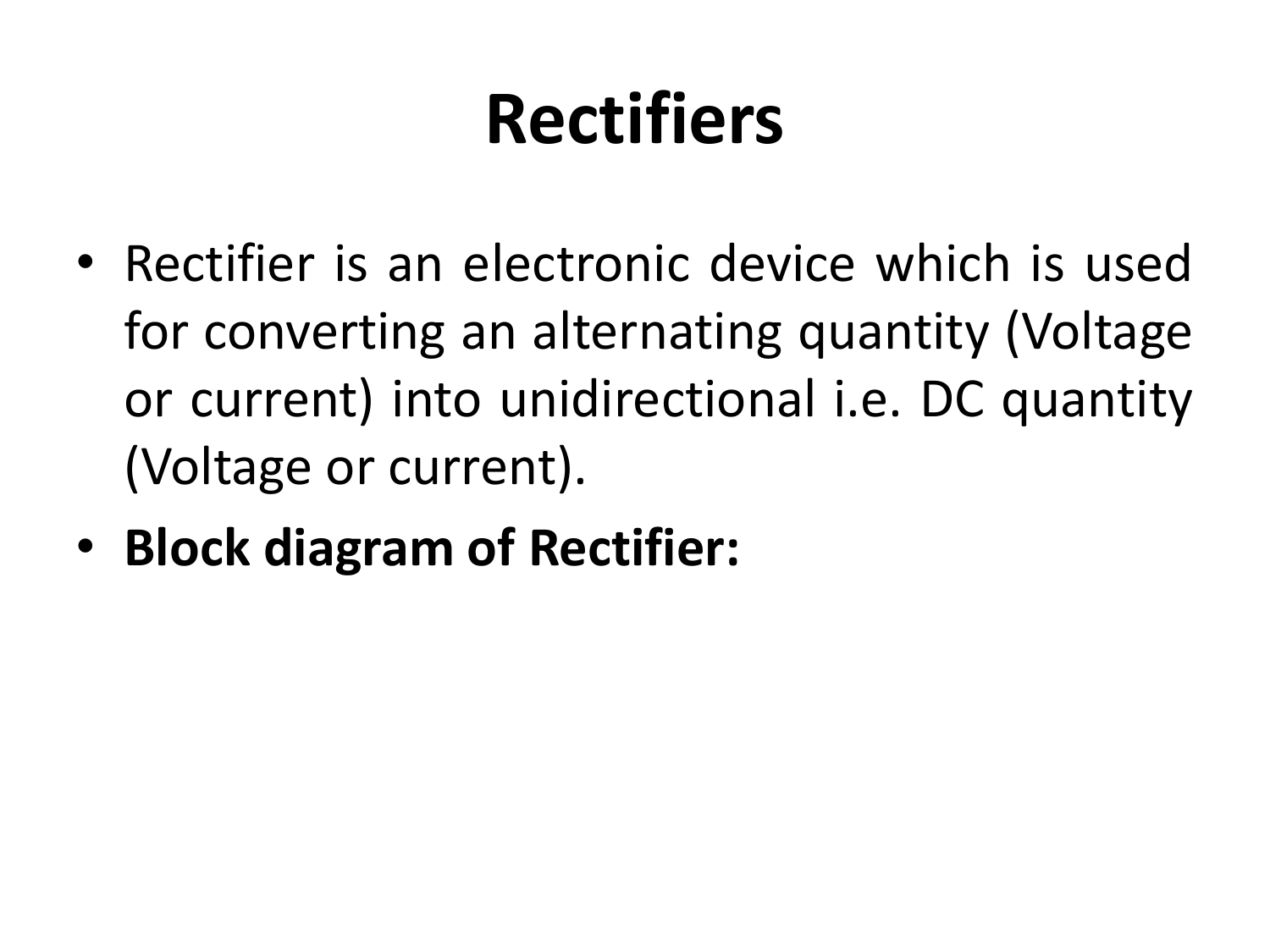# Rectifiers

- Rectifier is an electronic device which is used for converting an alternating quantity (Voltage or current) into unidirectional i.e. DC quantity (Voltage or current).
- **Block diagram of Rectifier:**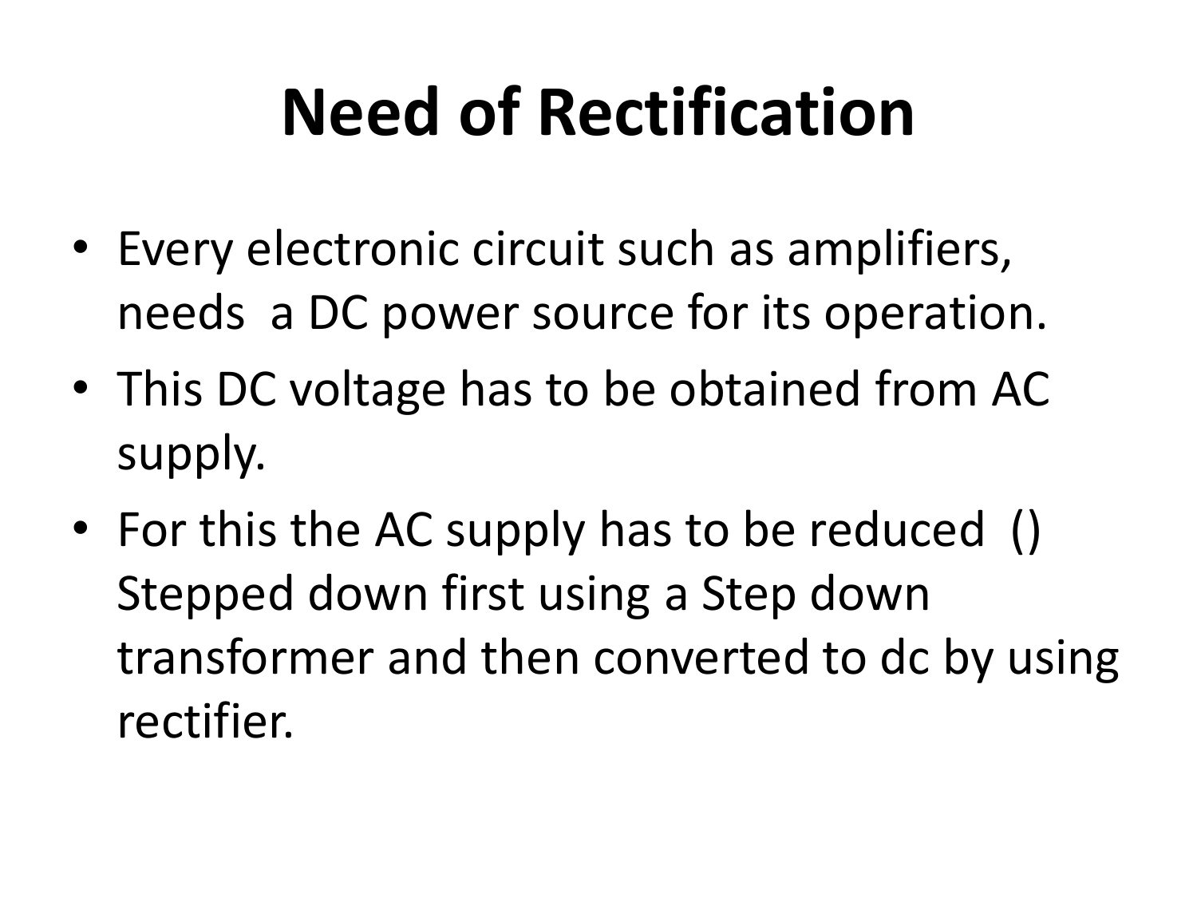# Need of Rectification

- Every electronic circuit such as amplifiers, needs a DC power source for its operation.
- This DC voltage has to be obtained from AC supply.
- For this the AC supply has to be reduced () Stepped down first using a Step down transformer and then converted to dc by using rectifier.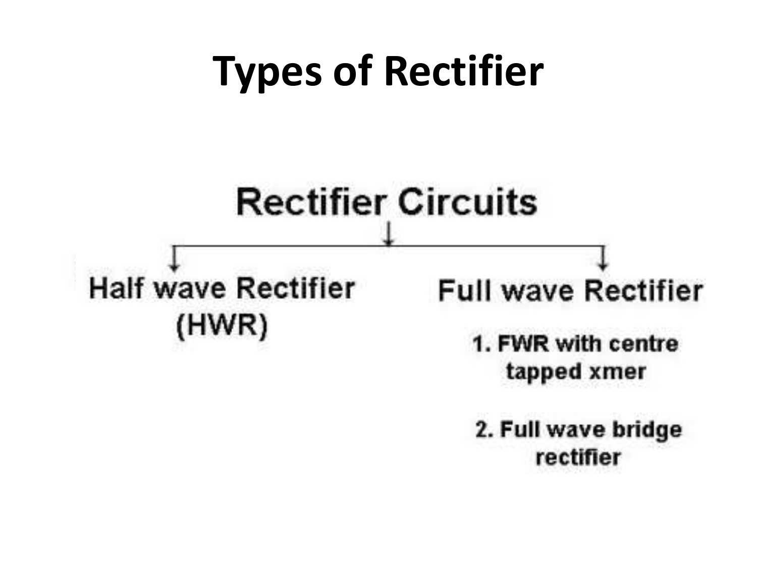# Types of Rectifier

**Rectifier Circuits**

- **Half wave Rectifier (HWR)**
- **Full wave Rectifier**
  1. FWR with centre tapped xmer
  2. Full wave bridge rectifier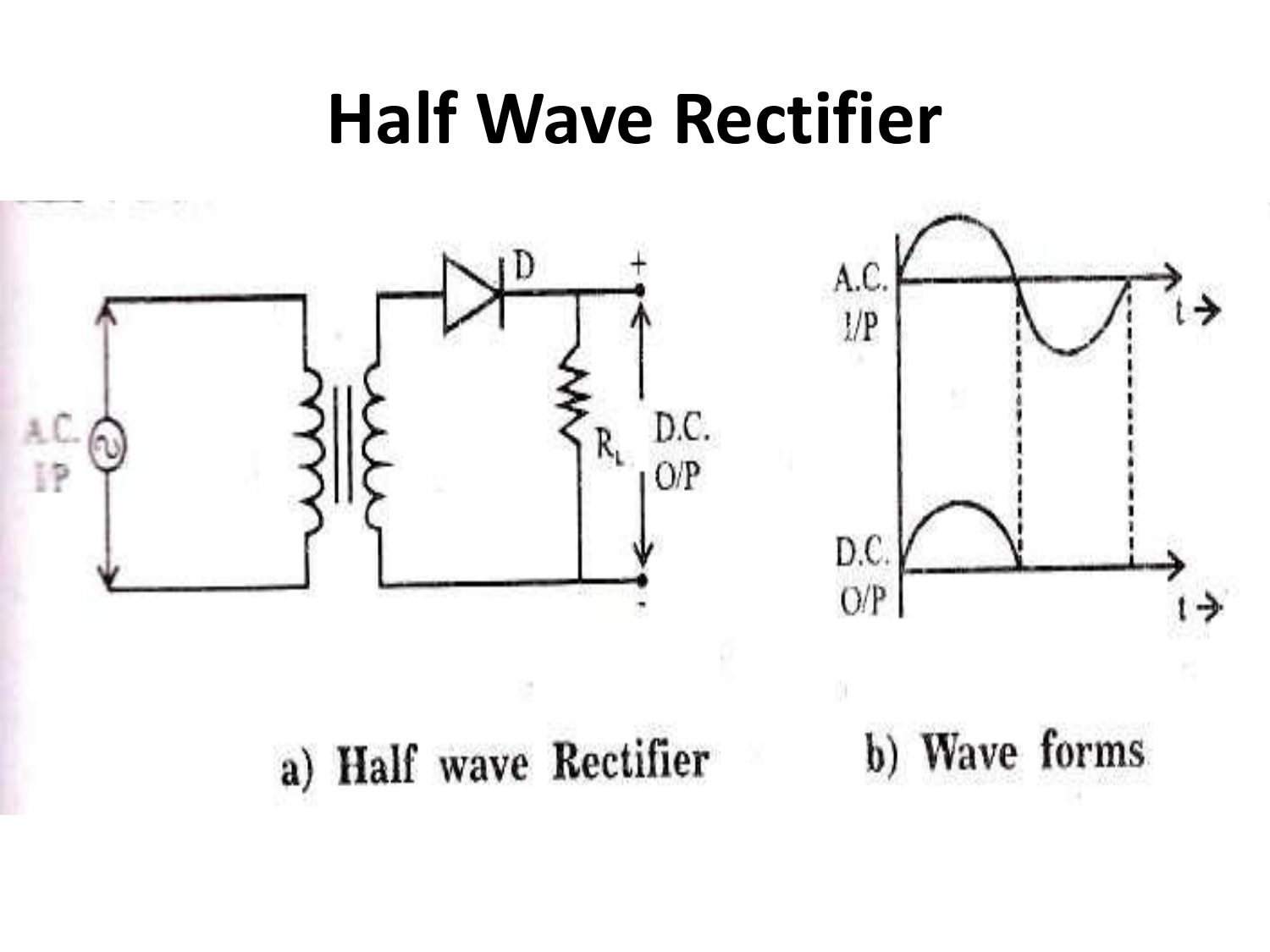# Half Wave Rectifier

a) Half wave Rectifier

b) Wave forms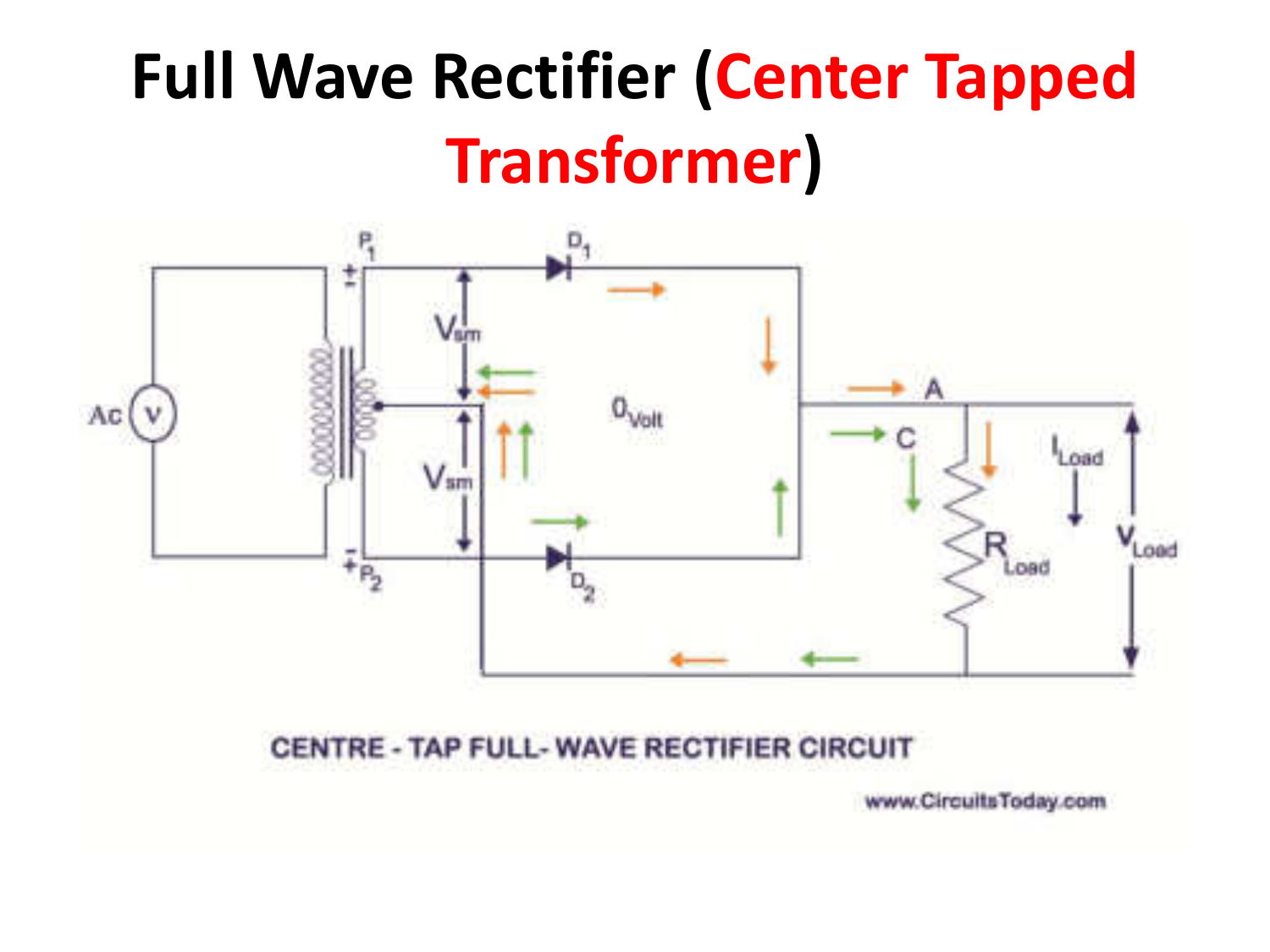# Full Wave Rectifier (Center Tapped Transformer)

CENTRE - TAP FULL- WAVE RECTIFIER CIRCUIT

www.CircuitsToday.com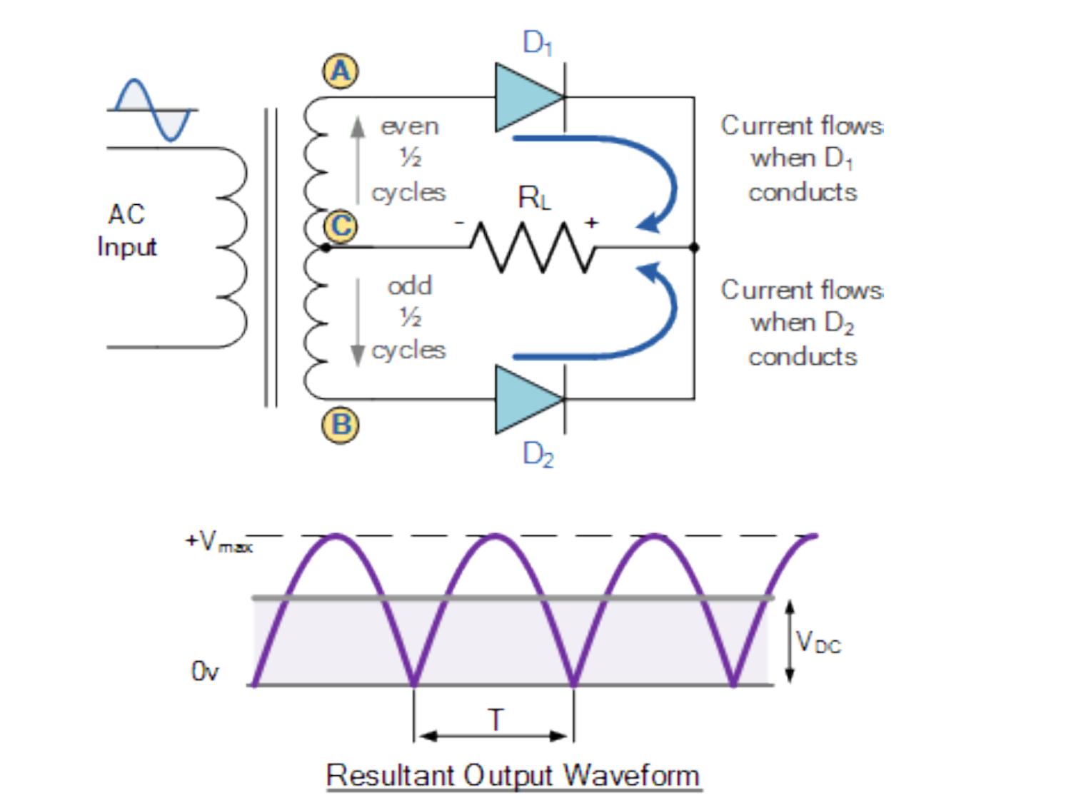Resultant Output Waveform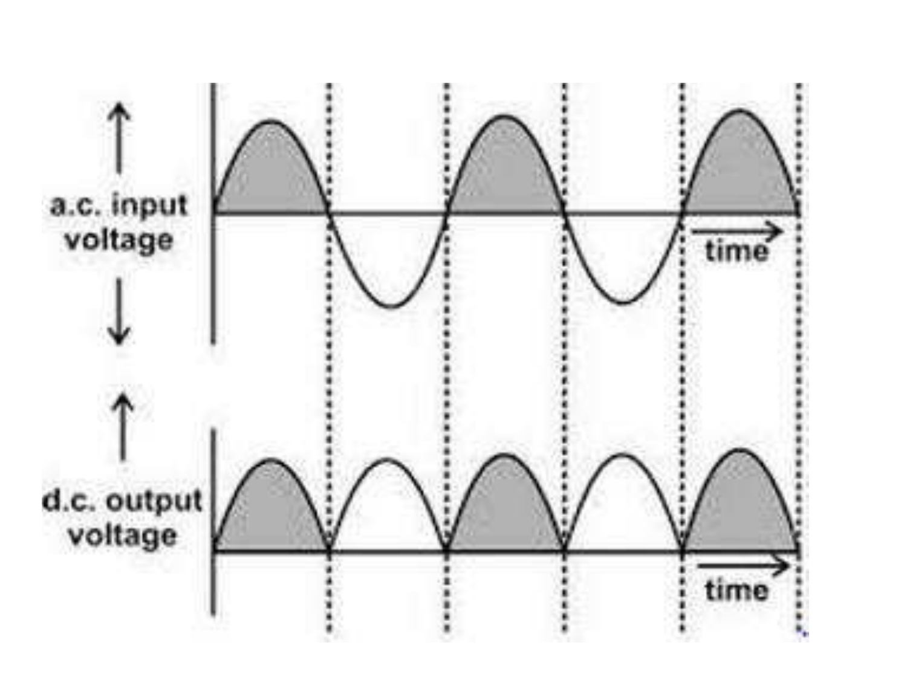a.c. input voltage

time

d.c. output voltage

time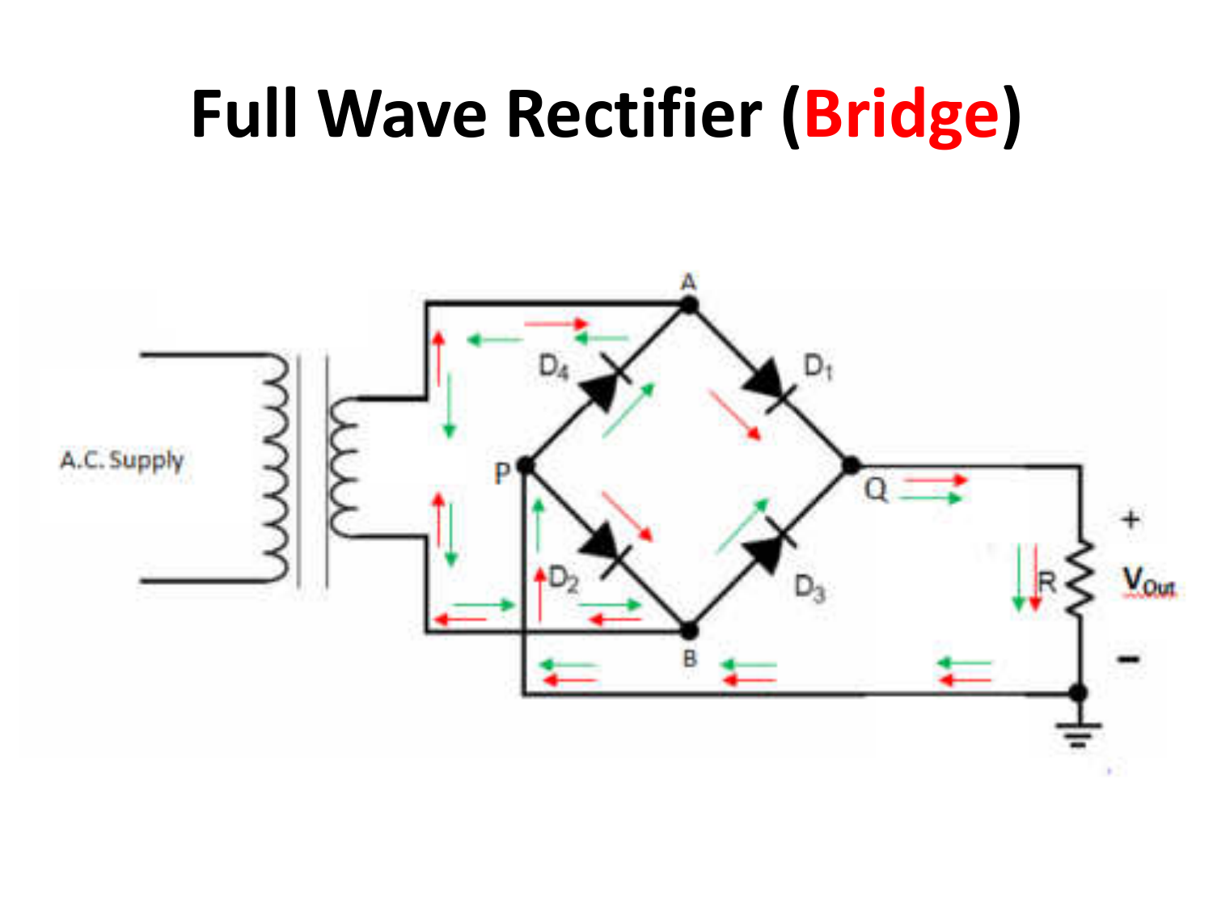# Full Wave Rectifier (Bridge)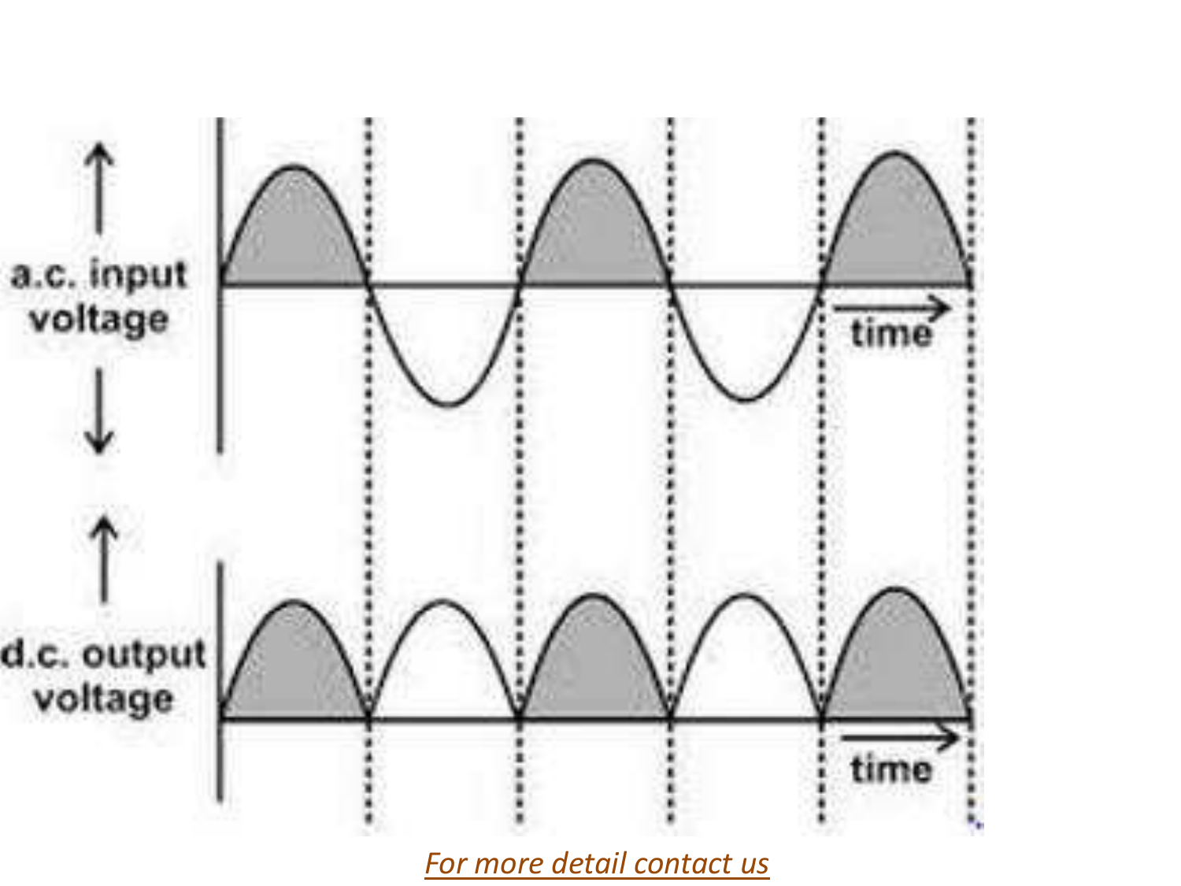a.c. input voltage

time

d.c. output voltage

time

For more detail contact us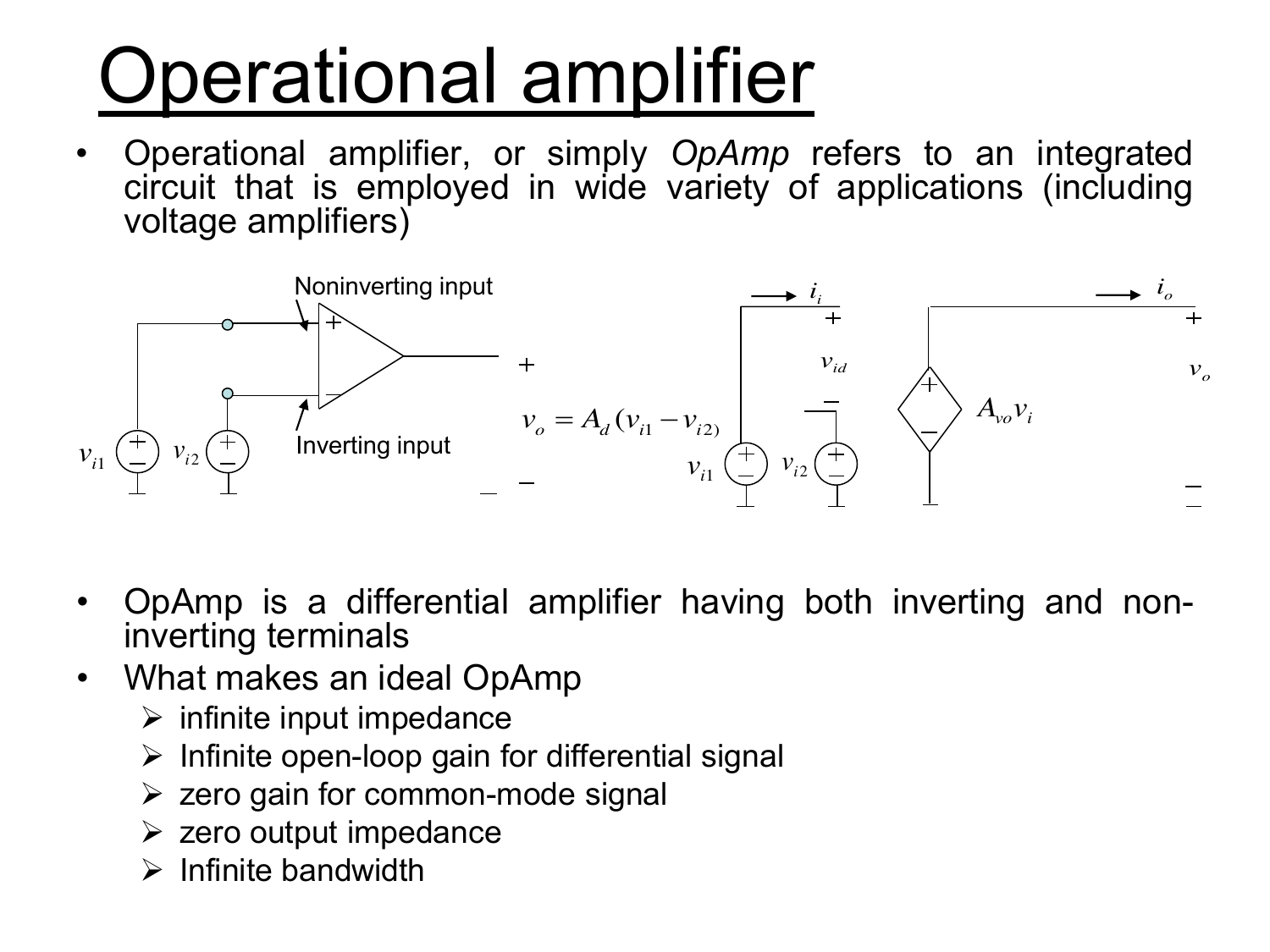# Operational amplifier

- Operational amplifier, or simply *OpAmp* refers to an integrated circuit that is employed in wide variety of applications (including voltage amplifiers)

Noninverting input

Inverting input

$v_{i1}$ $v_{i2}$

$$v_o = A_d(v_{i1} - v_{i2})$$

$i_i$ $v_{id}$ $v_{i1}$ $v_{i2}$ $A_{vo}v_i$ $i_o$ $v_o$

- OpAmp is a differential amplifier having both inverting and non-inverting terminals
- What makes an ideal OpAmp
  - infinite input impedance
  - Infinite open-loop gain for differential signal
  - zero gain for common-mode signal
  - zero output impedance
  - Infinite bandwidth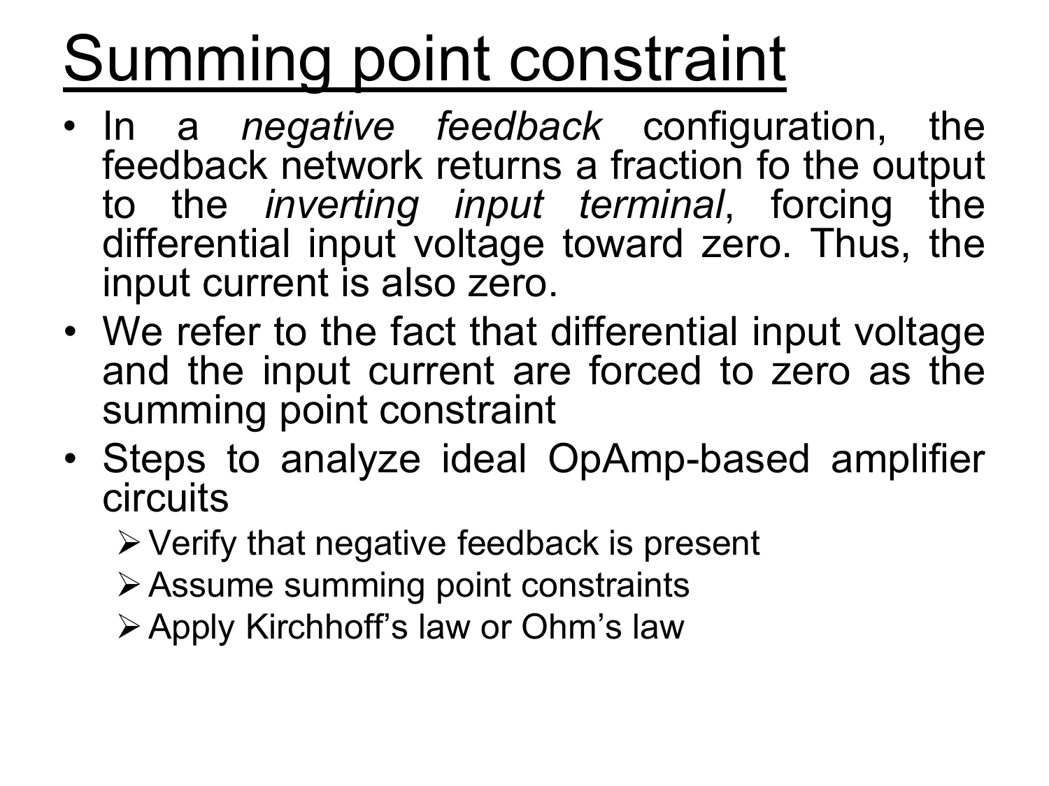# Summing point constraint

- In a *negative feedback* configuration, the feedback network returns a fraction fo the output to the *inverting input terminal*, forcing the differential input voltage toward zero. Thus, the input current is also zero.
- We refer to the fact that differential input voltage and the input current are forced to zero as the summing point constraint
- Steps to analyze ideal OpAmp-based amplifier circuits
  - Verify that negative feedback is present
  - Assume summing point constraints
  - Apply Kirchhoff's law or Ohm's law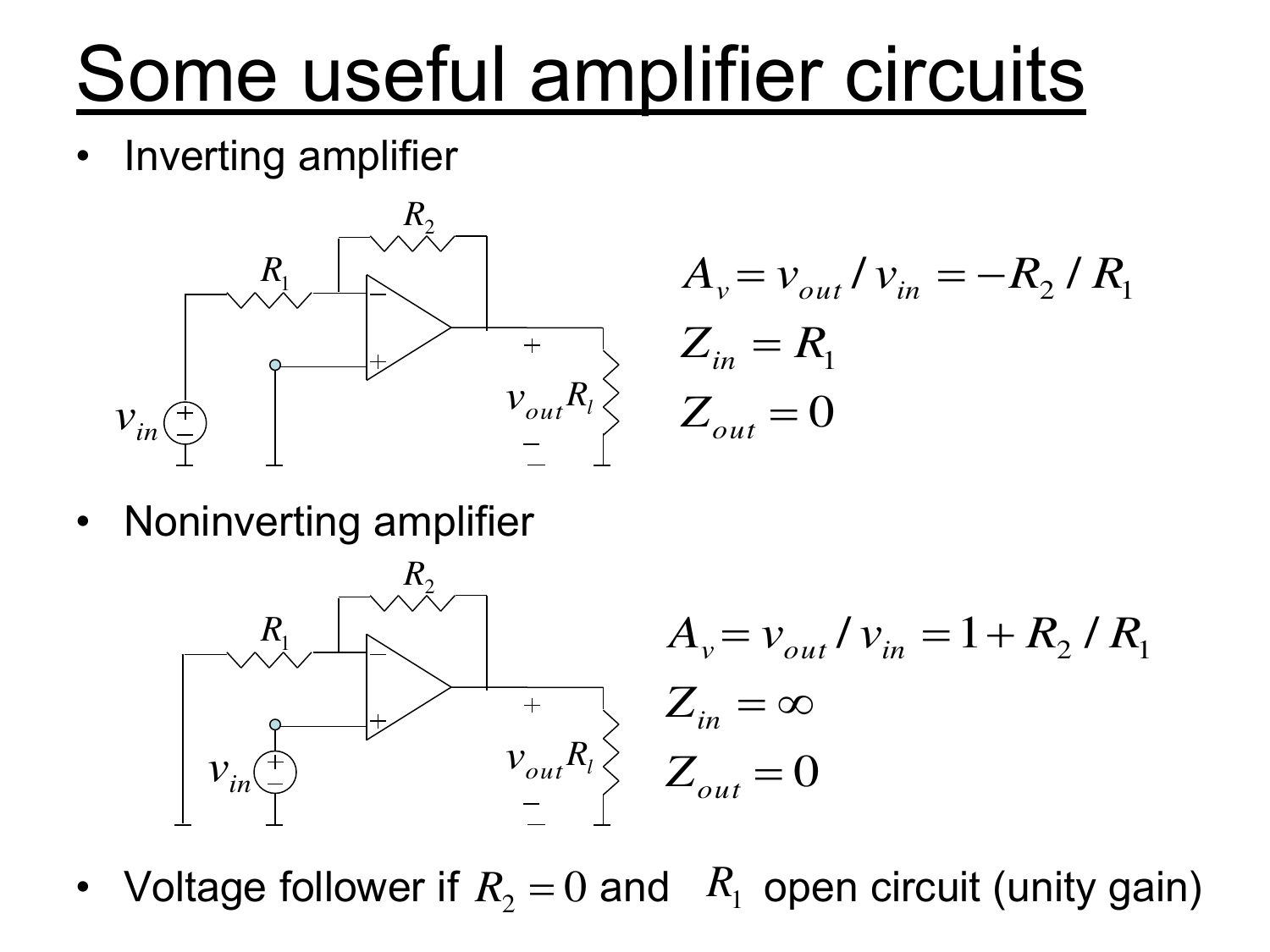# Some useful amplifier circuits

- Inverting amplifier

$$A_v = v_{out} / v_{in} = -R_2 / R_1$$
$$Z_{in} = R_1$$
$$Z_{out} = 0$$

- Noninverting amplifier

$$A_v = v_{out} / v_{in} = 1 + R_2 / R_1$$
$$Z_{in} = \infty$$
$$Z_{out} = 0$$

- Voltage follower if $R_2 = 0$ and $R_1$ open circuit (unity gain)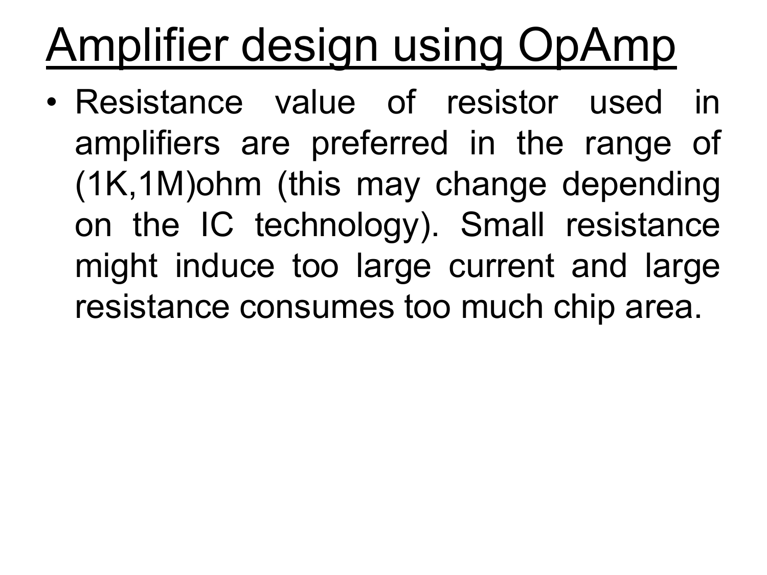# Amplifier design using OpAmp

- Resistance value of resistor used in amplifiers are preferred in the range of (1K,1M)ohm (this may change depending on the IC technology). Small resistance might induce too large current and large resistance consumes too much chip area.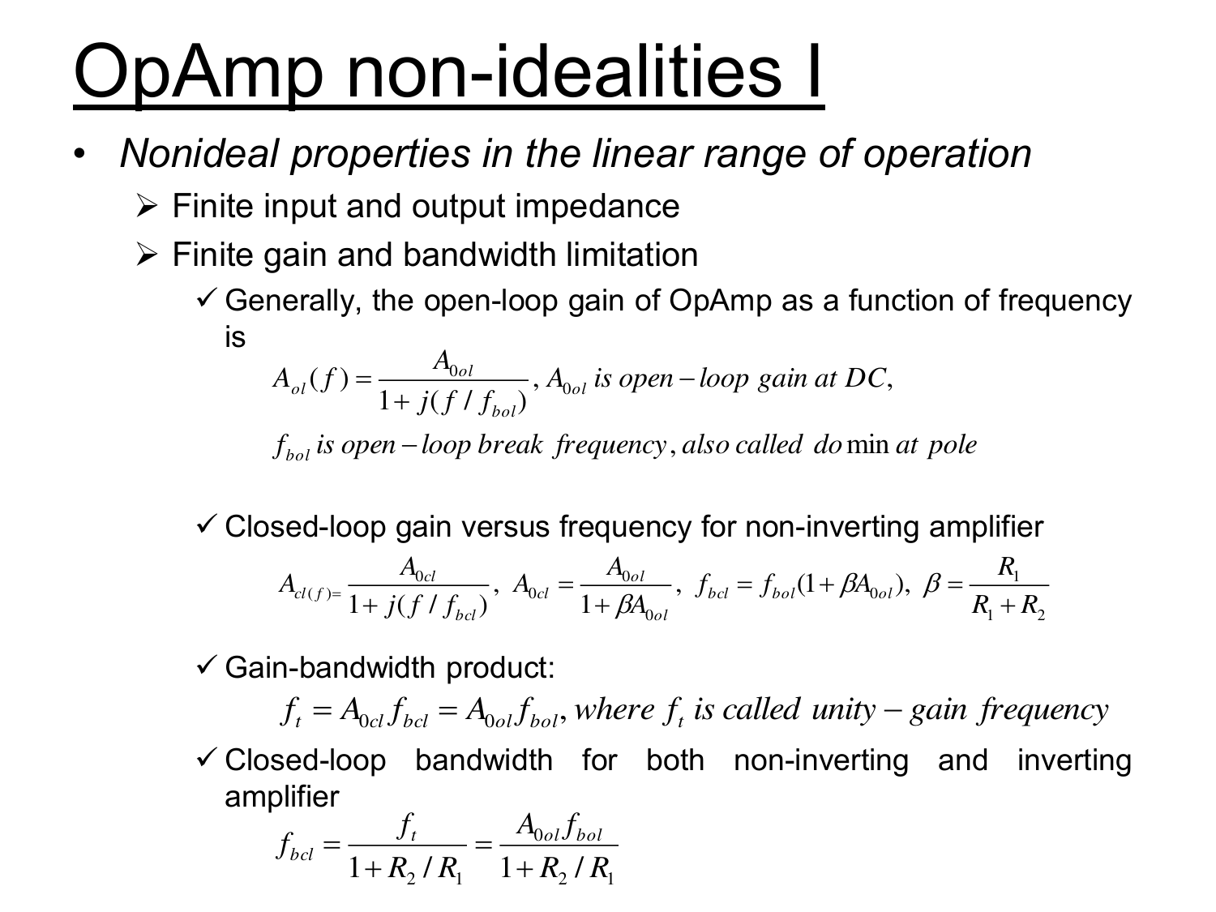# OpAmp non-idealities I

- *Nonideal properties in the linear range of operation*
  - Finite input and output impedance
  - Finite gain and bandwidth limitation
    - ✓ Generally, the open-loop gain of OpAmp as a function of frequency is

$$A_{ol}(f) = \frac{A_{0ol}}{1 + j(f / f_{bol})}, \; A_{0ol} \textit{ is open} - \textit{loop gain at DC},$$

$$f_{bol} \textit{ is open} - \textit{loop break frequency}, \textit{also called dominant pole}$$

    - ✓ Closed-loop gain versus frequency for non-inverting amplifier

$$A_{cl(f)} = \frac{A_{0cl}}{1 + j(f / f_{bcl})}, \; A_{0cl} = \frac{A_{0ol}}{1 + \beta A_{0ol}}, \; f_{bcl} = f_{bol}(1 + \beta A_{0ol}), \; \beta = \frac{R_1}{R_1 + R_2}$$

    - ✓ Gain-bandwidth product:

$$f_t = A_{0cl} f_{bcl} = A_{0ol} f_{bol}, \textit{ where } f_t \textit{ is called unity} - \textit{gain frequency}$$

    - ✓ Closed-loop bandwidth for both non-inverting and inverting amplifier

$$f_{bcl} = \frac{f_t}{1 + R_2 / R_1} = \frac{A_{0ol} f_{bol}}{1 + R_2 / R_1}$$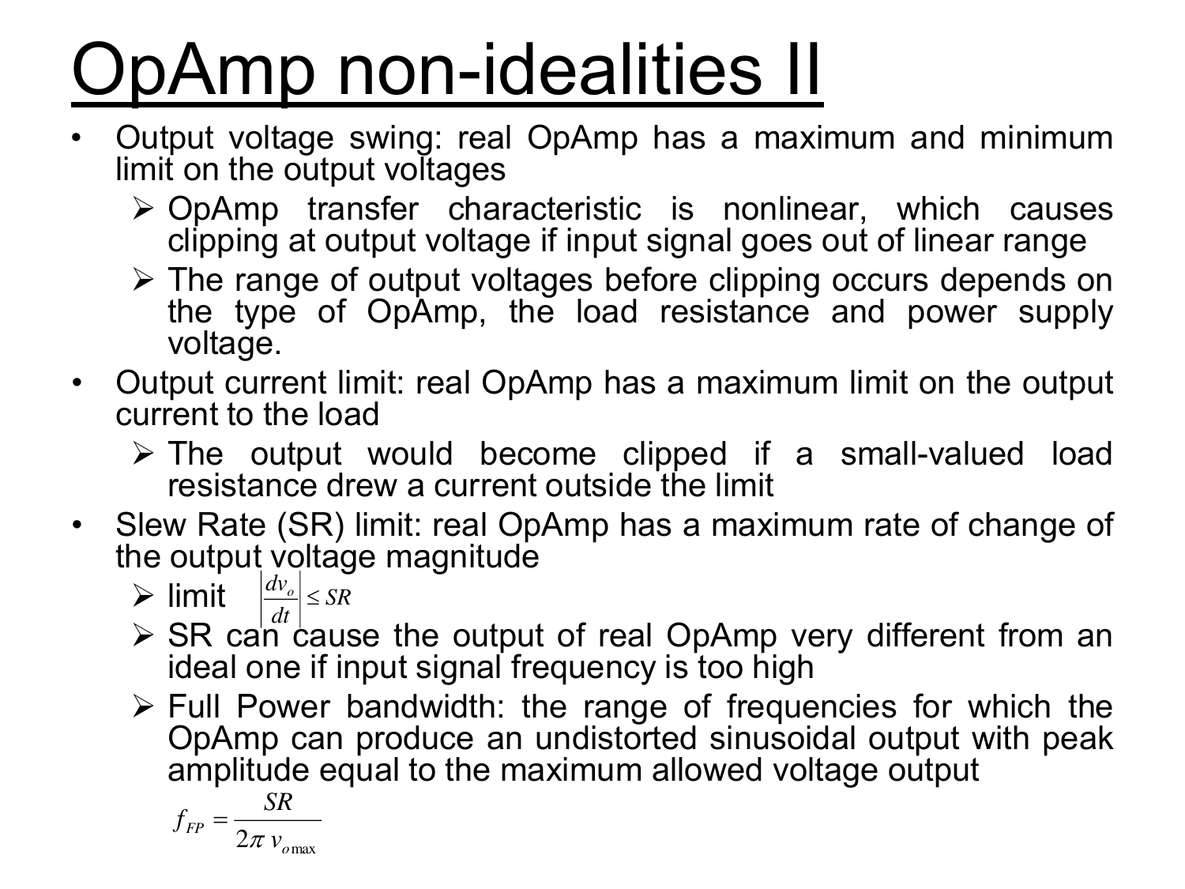# OpAmp non-idealities II

- Output voltage swing: real OpAmp has a maximum and minimum limit on the output voltages
  - OpAmp transfer characteristic is nonlinear, which causes clipping at output voltage if input signal goes out of linear range
  - The range of output voltages before clipping occurs depends on the type of OpAmp, the load resistance and power supply voltage.
- Output current limit: real OpAmp has a maximum limit on the output current to the load
  - The output would become clipped if a small-valued load resistance drew a current outside the limit
- Slew Rate (SR) limit: real OpAmp has a maximum rate of change of the output voltage magnitude
  - limit $\left|\frac{dv_o}{dt}\right| \leq SR$
  - SR can cause the output of real OpAmp very different from an ideal one if input signal frequency is too high
  - Full Power bandwidth: the range of frequencies for which the OpAmp can produce an undistorted sinusoidal output with peak amplitude equal to the maximum allowed voltage output

$$f_{FP} = \frac{SR}{2\pi\, v_{o\max}}$$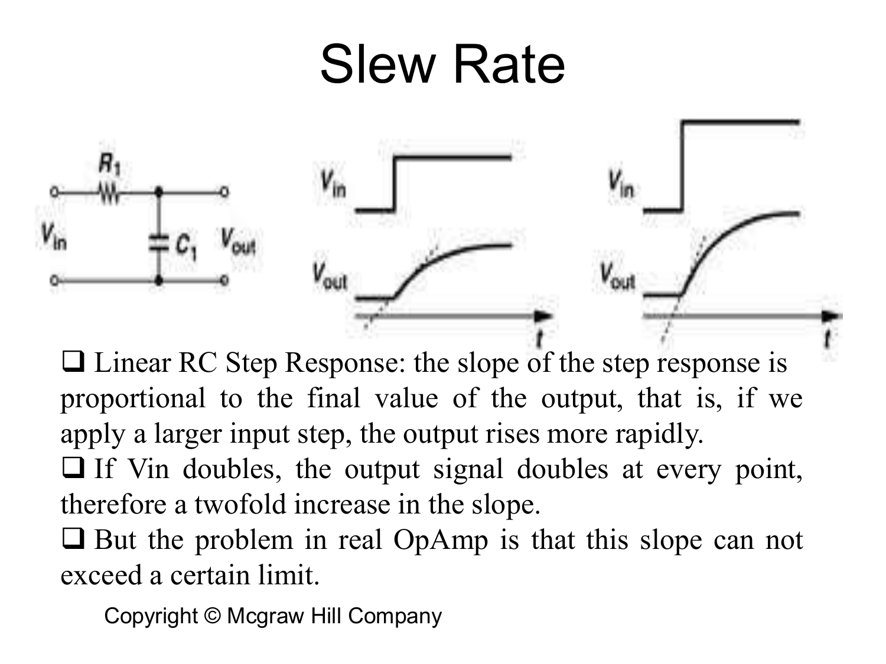# Slew Rate

- Linear RC Step Response: the slope of the step response is proportional to the final value of the output, that is, if we apply a larger input step, the output rises more rapidly.
- If Vin doubles, the output signal doubles at every point, therefore a twofold increase in the slope.
- But the problem in real OpAmp is that this slope can not exceed a certain limit.

Copyright © Mcgraw Hill Company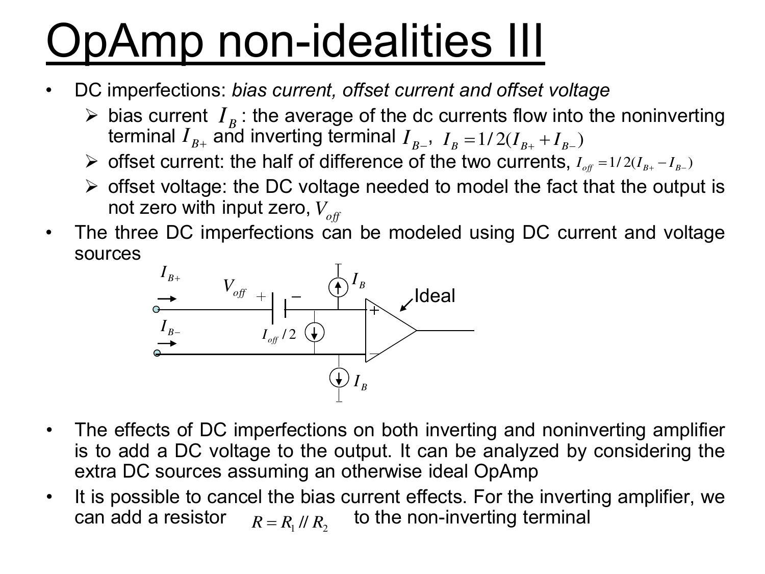# OpAmp non-idealities III

- DC imperfections: *bias current, offset current and offset voltage*
  - bias current $I_B$ : the average of the dc currents flow into the noninverting terminal $I_{B+}$ and inverting terminal $I_{B-}$, $I_B = 1/2(I_{B+} + I_{B-})$
  - offset current: the half of difference of the two currents, $I_{off} = 1/2(I_{B+} - I_{B-})$
  - offset voltage: the DC voltage needed to model the fact that the output is not zero with input zero, $V_{off}$
- The three DC imperfections can be modeled using DC current and voltage sources

- The effects of DC imperfections on both inverting and noninverting amplifier is to add a DC voltage to the output. It can be analyzed by considering the extra DC sources assuming an otherwise ideal OpAmp
- It is possible to cancel the bias current effects. For the inverting amplifier, we can add a resistor $R = R_1 // R_2$ to the non-inverting terminal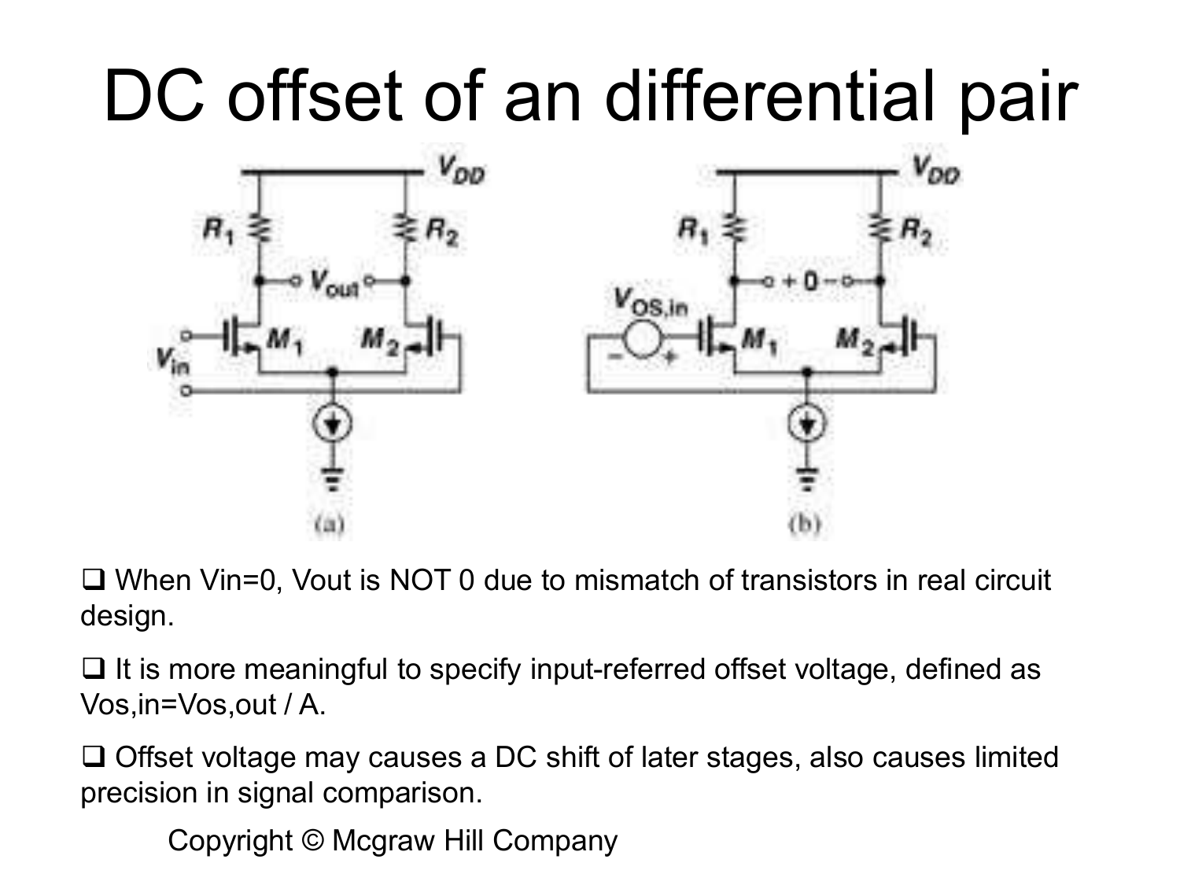# DC offset of an differential pair

(a)

(b)

- When Vin=0, Vout is NOT 0 due to mismatch of transistors in real circuit design.
- It is more meaningful to specify input-referred offset voltage, defined as $V_{os,in}=V_{os,out} / A$.
- Offset voltage may causes a DC shift of later stages, also causes limited precision in signal comparison.

Copyright © Mcgraw Hill Company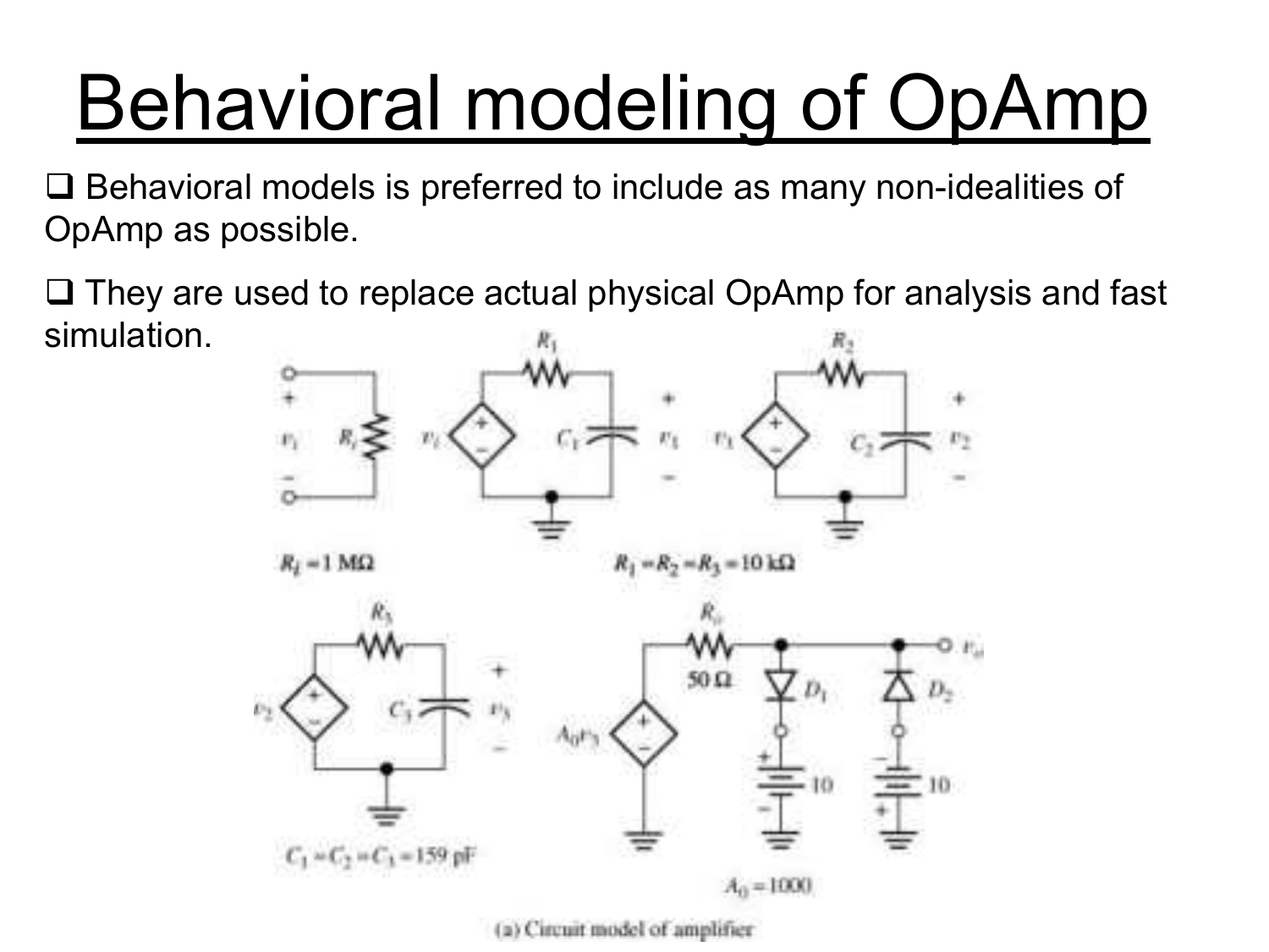# Behavioral modeling of OpAmp

- Behavioral models is preferred to include as many non-idealities of OpAmp as possible.
- They are used to replace actual physical OpAmp for analysis and fast simulation.

$R_i = 1\ \text{M}\Omega$

$R_1 = R_2 = R_3 = 10\ \text{k}\Omega$

$C_1 = C_2 = C_3 = 159\ \text{pF}$

$A_0 = 1000$

(a) Circuit model of amplifier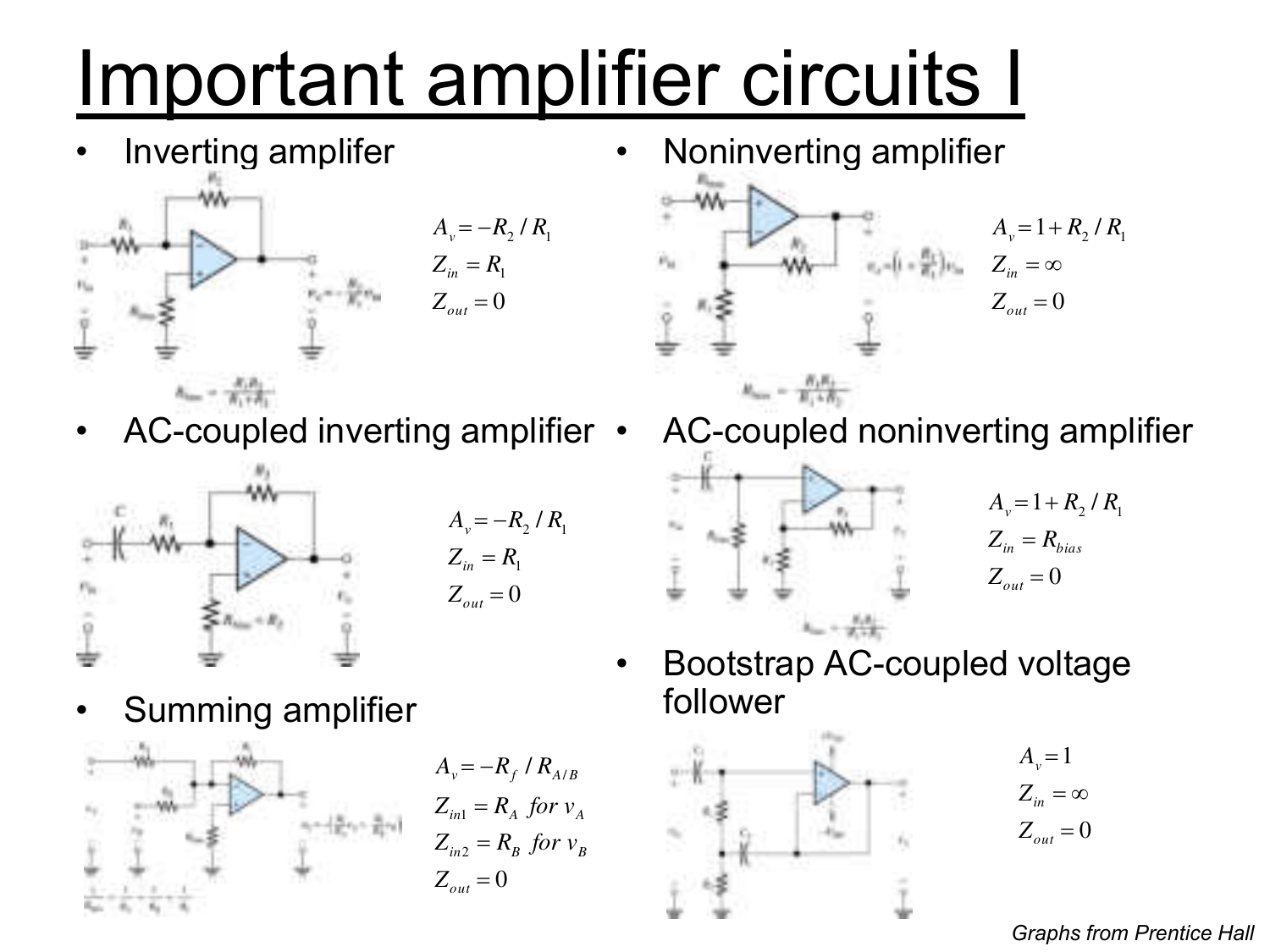# Important amplifier circuits I

- Inverting amplifer

$$A_v = -R_2 / R_1$$
$$Z_{in} = R_1$$
$$Z_{out} = 0$$

- Noninverting amplifier

$$A_v = 1 + R_2 / R_1$$
$$Z_{in} = \infty$$
$$Z_{out} = 0$$

- AC-coupled inverting amplifier

$$A_v = -R_2 / R_1$$
$$Z_{in} = R_1$$
$$Z_{out} = 0$$

- AC-coupled noninverting amplifier

$$A_v = 1 + R_2 / R_1$$
$$Z_{in} = R_{bias}$$
$$Z_{out} = 0$$

- Summing amplifier

$$A_v = -R_f / R_{A/B}$$
$$Z_{in1} = R_A \text{ for } v_A$$
$$Z_{in2} = R_B \text{ for } v_B$$
$$Z_{out} = 0$$

- Bootstrap AC-coupled voltage follower

$$A_v = 1$$
$$Z_{in} = \infty$$
$$Z_{out} = 0$$

*Graphs from Prentice Hall*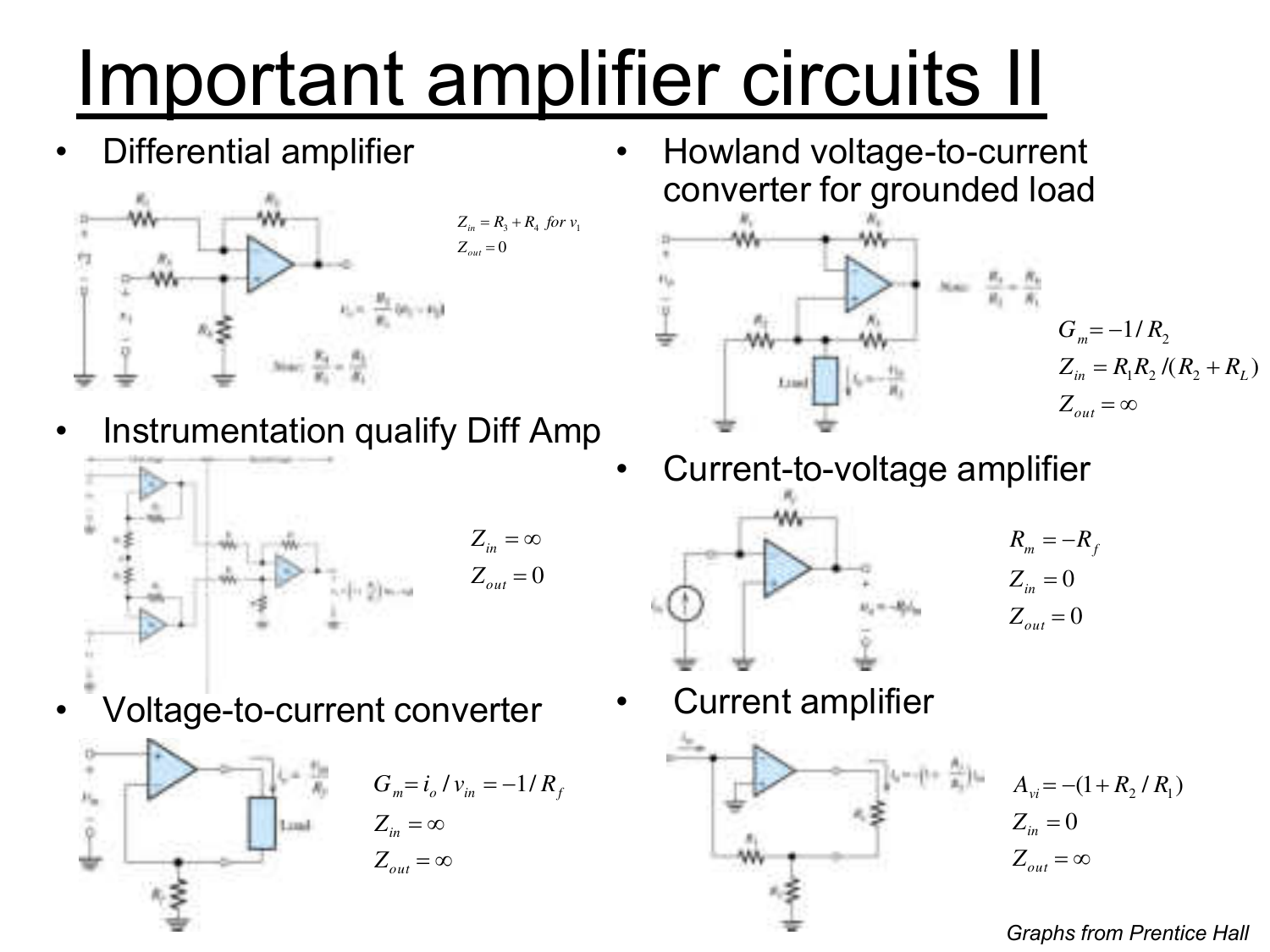# Important amplifier circuits II

- Differential amplifier

$Z_{in} = R_3 + R_4$ *for* $v_1$
$Z_{out} = 0$

- Instrumentation qualify Diff Amp

$Z_{in} = \infty$
$Z_{out} = 0$

- Voltage-to-current converter

$G_m = i_o / v_{in} = -1/R_f$
$Z_{in} = \infty$
$Z_{out} = \infty$

- Howland voltage-to-current converter for grounded load

$G_m = -1/R_2$
$Z_{in} = R_1 R_2 /(R_2 + R_L)$
$Z_{out} = \infty$

- Current-to-voltage amplifier

$R_m = -R_f$
$Z_{in} = 0$
$Z_{out} = 0$

- Current amplifier

$A_{vi} = -(1 + R_2 / R_1)$
$Z_{in} = 0$
$Z_{out} = \infty$

*Graphs from Prentice Hall*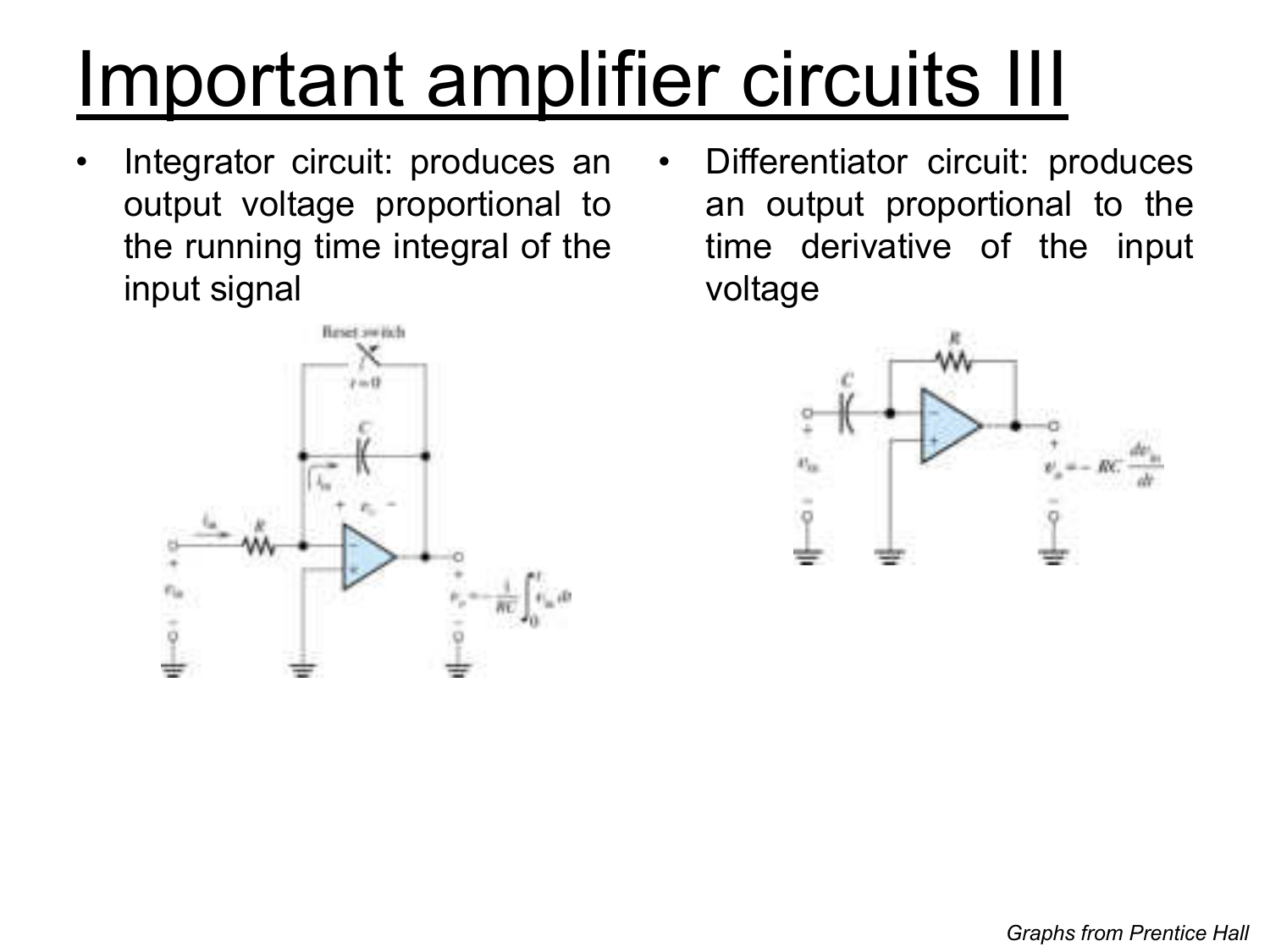# Important amplifier circuits III

- Integrator circuit: produces an output voltage proportional to the running time integral of the input signal

- Differentiator circuit: produces an output proportional to the time derivative of the input voltage

*Graphs from Prentice Hall*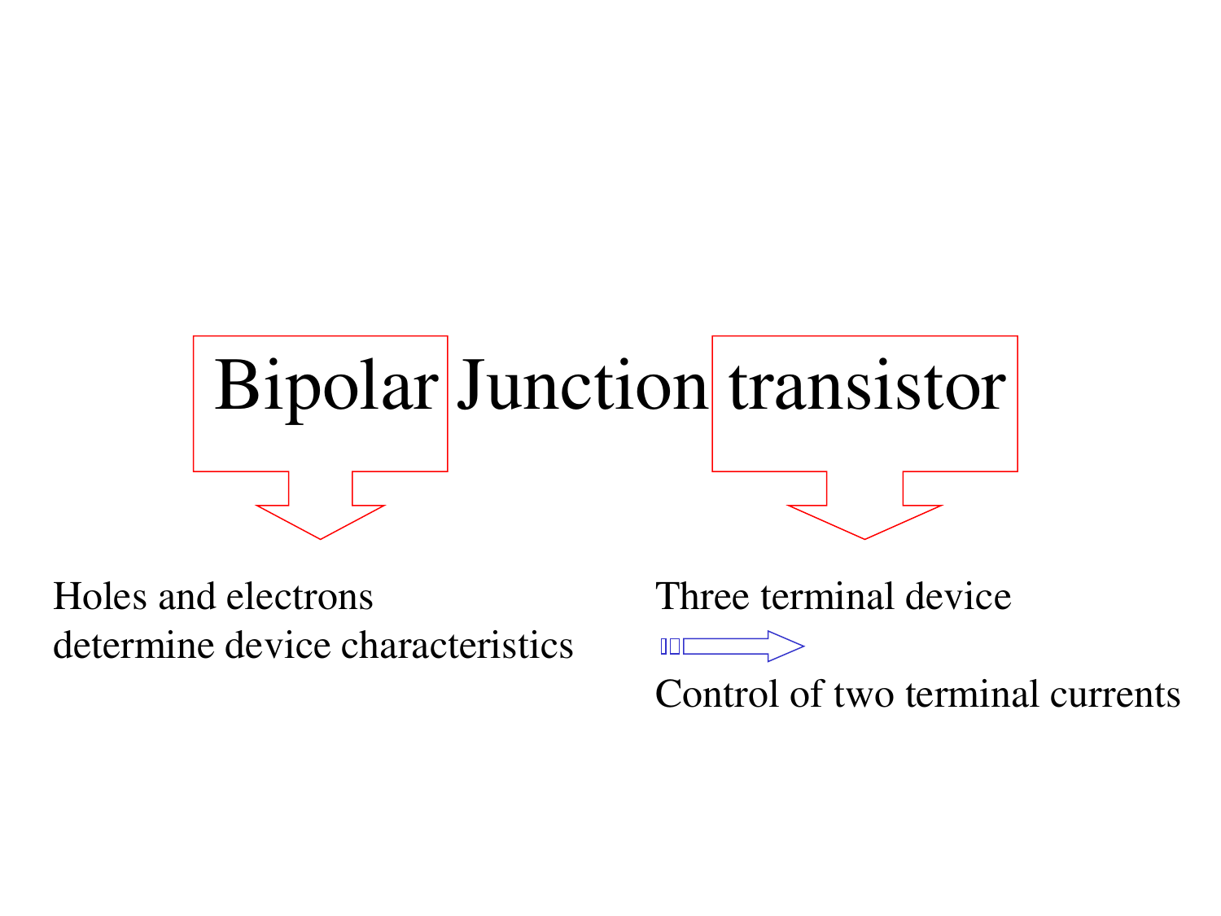# Bipolar Junction transistor

**Bipolar** → Holes and electrons determine device characteristics

**transistor** → Three terminal device ⇒ Control of two terminal currents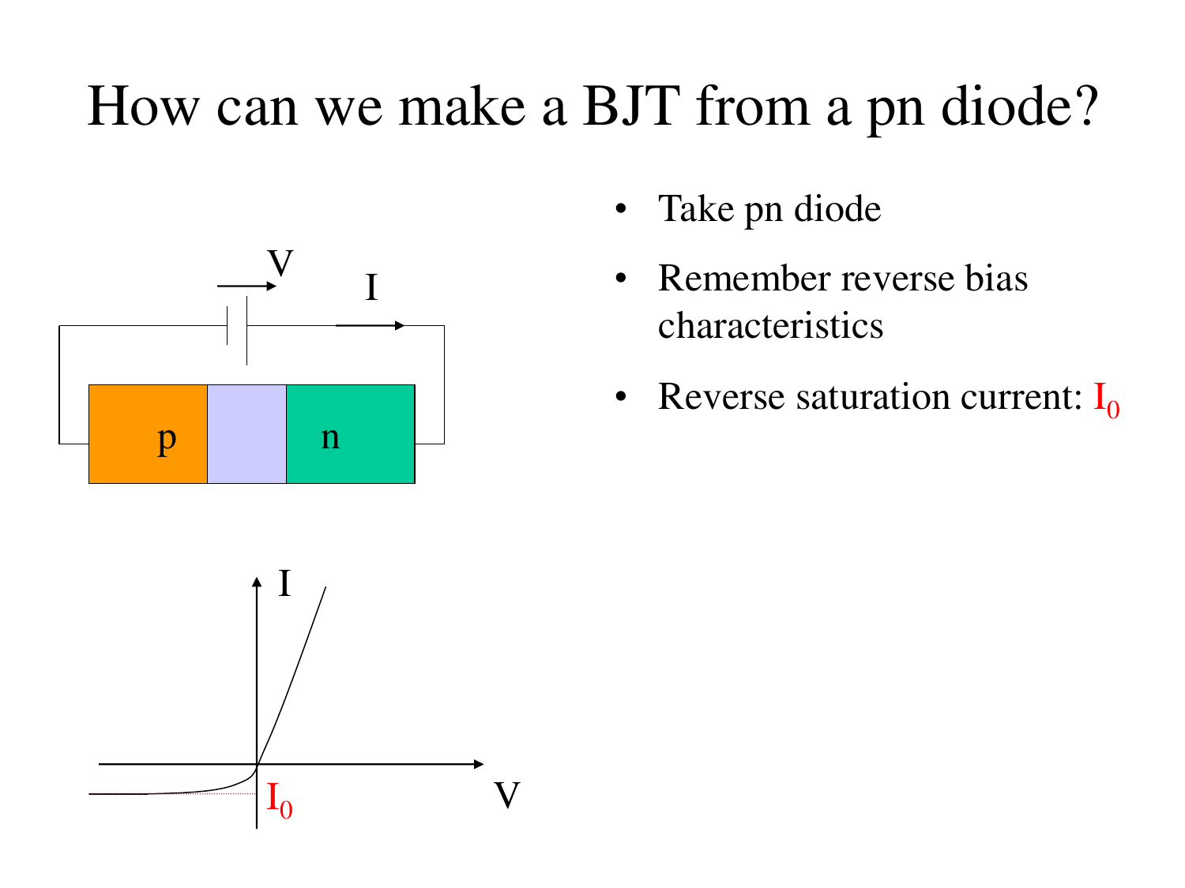# How can we make a BJT from a pn diode?

- Take pn diode
- Remember reverse bias characteristics
- Reverse saturation current: $I_0$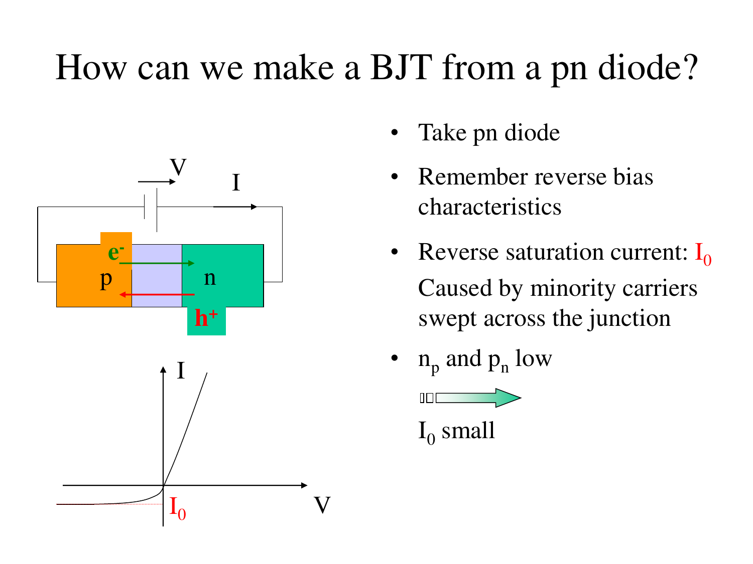# How can we make a BJT from a pn diode?

- Take pn diode
- Remember reverse bias characteristics
- Reverse saturation current: $I_0$

  Caused by minority carriers swept across the junction
- $n_p$ and $p_n$ low

  → $I_0$ small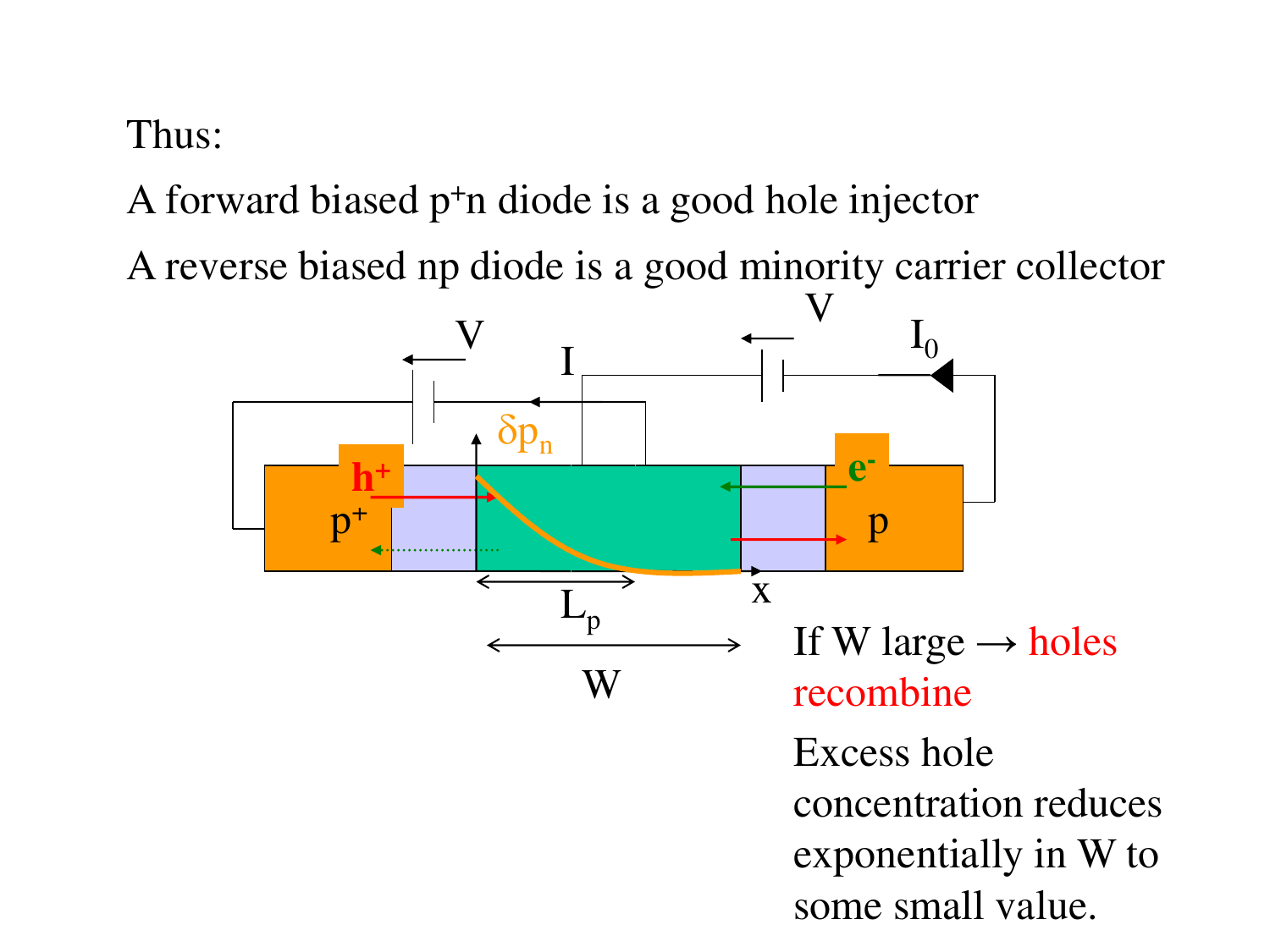Thus:

A forward biased $p^+n$ diode is a good hole injector

A reverse biased np diode is a good minority carrier collector

If W large → holes recombine

Excess hole concentration reduces exponentially in W to some small value.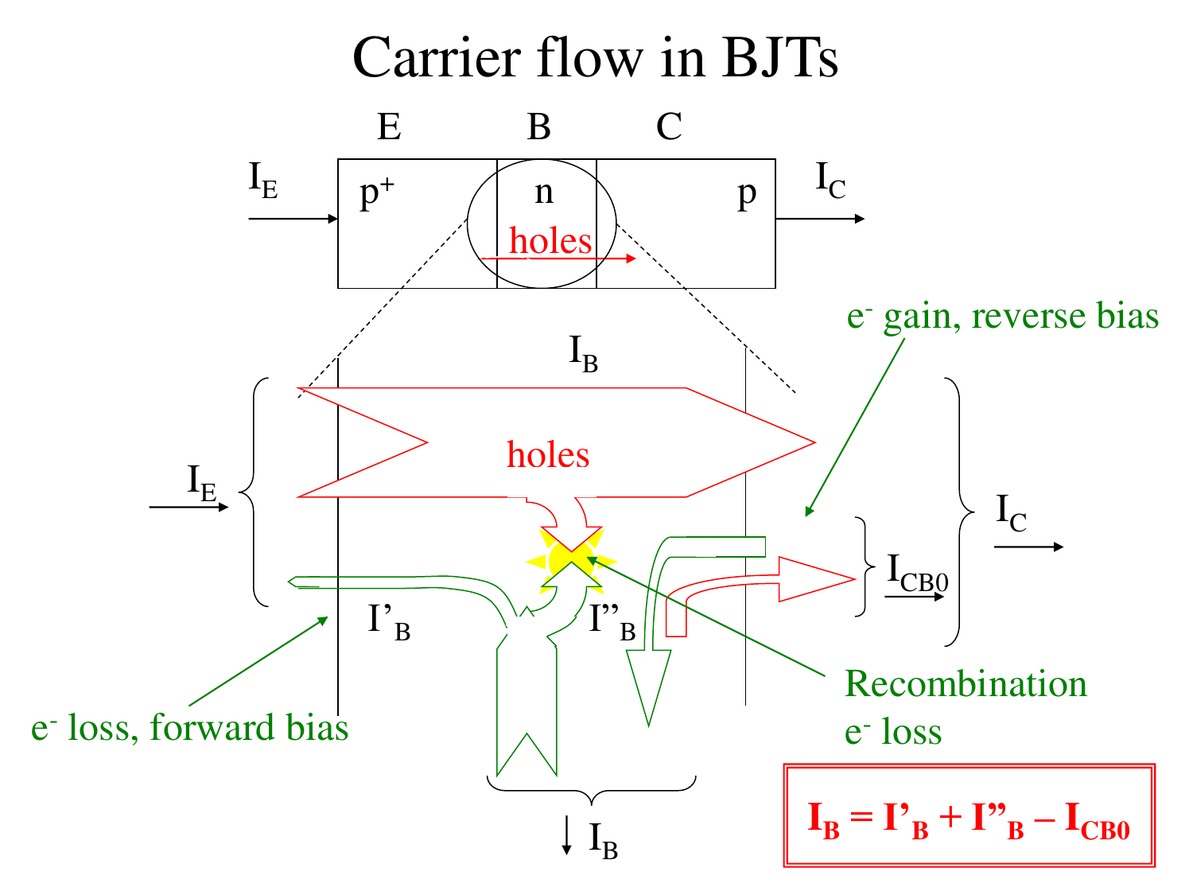# Carrier flow in BJTs

E B C

$I_E$ → $p^+$ | n | p → $I_C$

holes

$I_B$

holes

$I_E$

$I'_B$

$I''_B$

$I_{CB0}$

$I_C$

$e^-$ gain, reverse bias

$e^-$ loss, forward bias

Recombination $e^-$ loss

↓ $I_B$

$$\mathbf{I_B = I'_B + I''_B - I_{CB0}}$$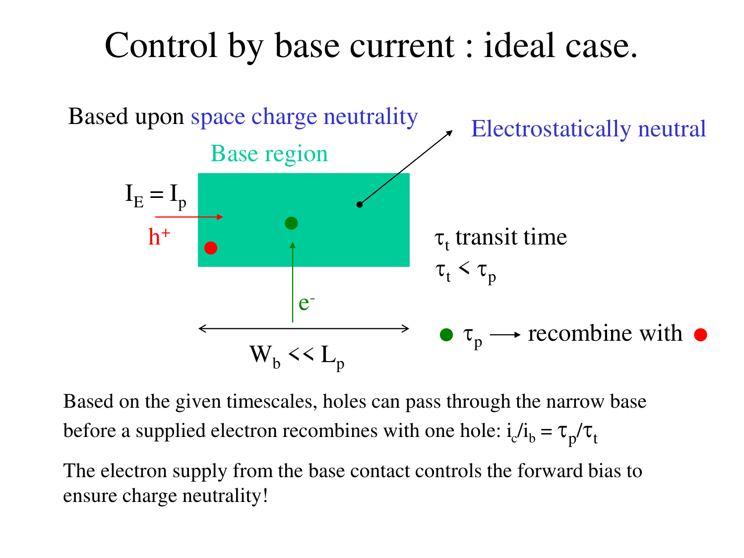# Control by base current : ideal case.

Based upon space charge neutrality

Electrostatically neutral

Base region

$I_E = I_p$

$h^+$

$e^-$

$\tau_t$ transit time

$\tau_t < \tau_p$

$W_b << L_p$

● $\tau_p$ ⟶ recombine with ●

Based on the given timescales, holes can pass through the narrow base before a supplied electron recombines with one hole: $i_c/i_b = \tau_p/\tau_t$

The electron supply from the base contact controls the forward bias to ensure charge neutrality!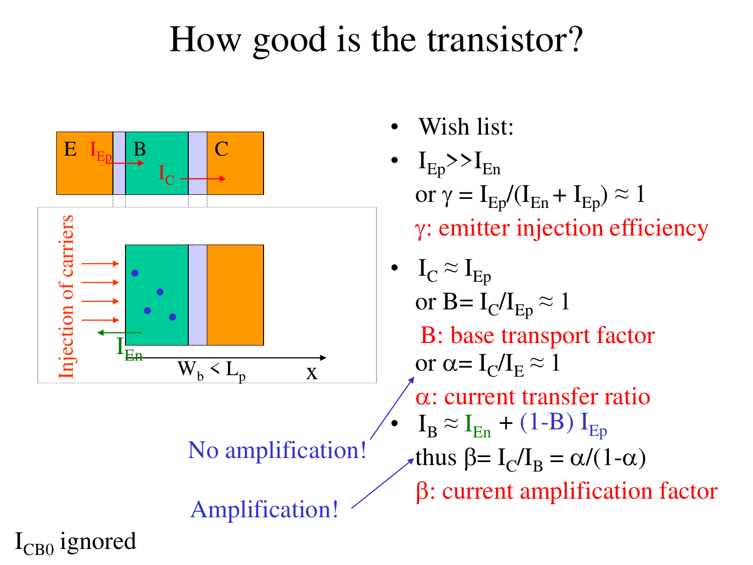# How good is the transistor?

- Wish list:
- $I_{Ep} >> I_{En}$

  or $\gamma = I_{Ep}/(I_{En} + I_{Ep}) \approx 1$

  $\gamma$: emitter injection efficiency

- $I_C \approx I_{Ep}$

  or $B = I_C/I_{Ep} \approx 1$

  B: base transport factor

  or $\alpha = I_C/I_E \approx 1$

  $\alpha$: current transfer ratio

- $I_B \approx I_{En} + (1-B)\, I_{Ep}$

  thus $\beta = I_C/I_B = \alpha/(1-\alpha)$

  $\beta$: current amplification factor

No amplification!

Amplification!

E $I_{Ep}$ B $I_C$ C

Injection of carriers

$I_{En}$

$W_b < L_p$

x

$I_{CB0}$ ignored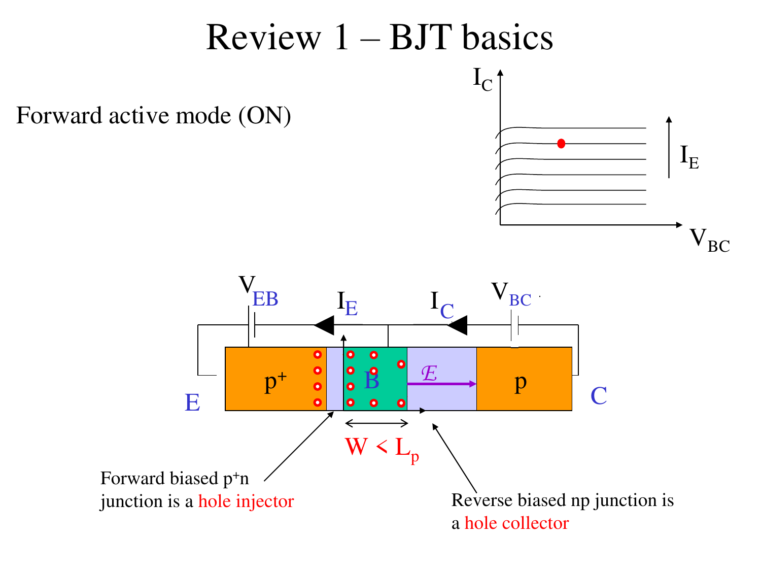# Review 1 – BJT basics

Forward active mode (ON)

$I_C$

$V_{BC}$

$I_E$

$V_{EB}$ $I_E$ $I_C$ $V_{BC}$

E $p^+$ B $\mathcal{E}$ p C

$W < L_p$

Forward biased $p^+n$ junction is a hole injector

Reverse biased np junction is a hole collector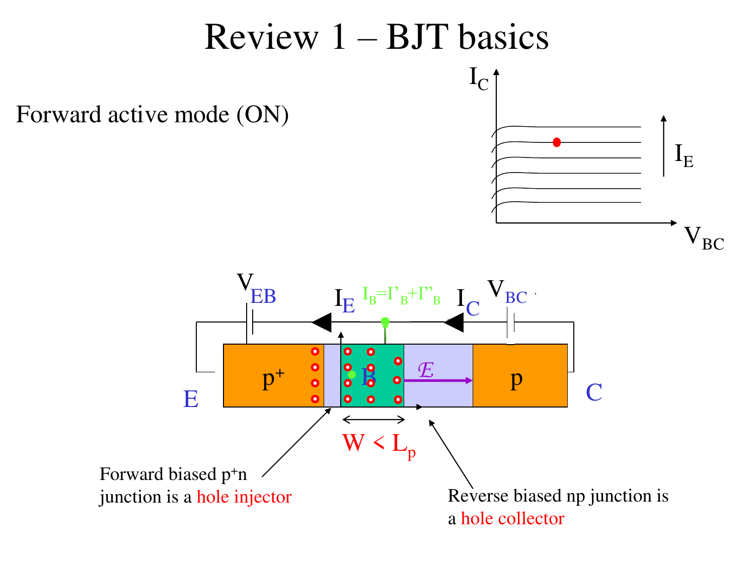# Review 1 – BJT basics

Forward active mode (ON)

$I_C$

$I_E$

$V_{BC}$

$V_{EB}$

$I_E$

$I_B = I'_B + I''_B$

$I_C$

$V_{BC}$

E

$p^+$

B

$\mathcal{E}$

p

C

$W < L_p$

Forward biased $p^+n$ junction is a hole injector

Reverse biased np junction is a hole collector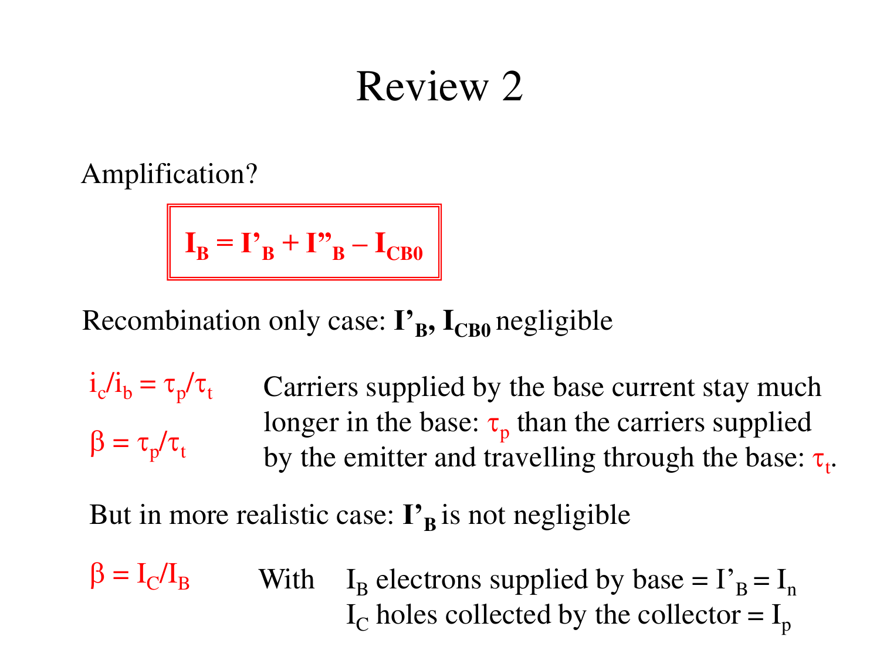# Review 2

Amplification?

$$I_B = I'_B + I''_B - I_{CB0}$$

Recombination only case: $\mathbf{I'_B}$, $\mathbf{I_{CB0}}$ negligible

$i_c/i_b = \tau_p/\tau_t$

$\beta = \tau_p/\tau_t$

Carriers supplied by the base current stay much longer in the base: $\tau_p$ than the carriers supplied by the emitter and travelling through the base: $\tau_t$.

But in more realistic case: $\mathbf{I'_B}$ is not negligible

$\beta = I_C/I_B$

With $I_B$ electrons supplied by base = $I'_B = I_n$
$I_C$ holes collected by the collector = $I_p$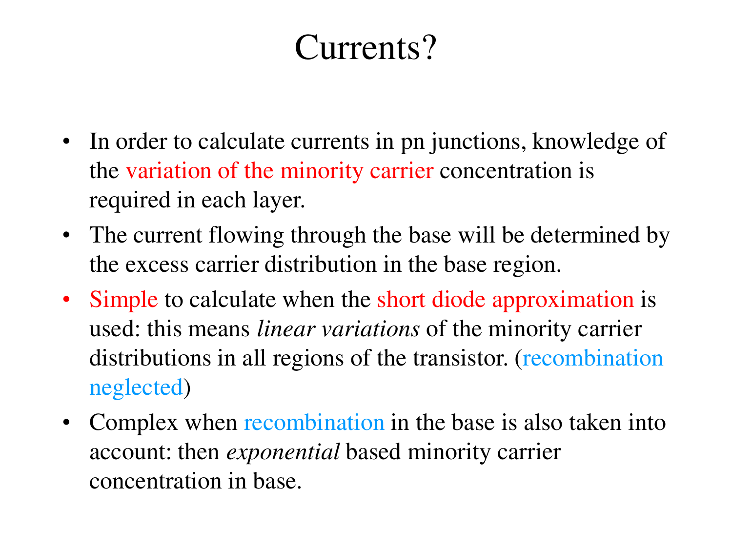# Currents?

- In order to calculate currents in pn junctions, knowledge of the variation of the minority carrier concentration is required in each layer.
- The current flowing through the base will be determined by the excess carrier distribution in the base region.
- Simple to calculate when the short diode approximation is used: this means *linear variations* of the minority carrier distributions in all regions of the transistor. (recombination neglected)
- Complex when recombination in the base is also taken into account: then *exponential* based minority carrier concentration in base.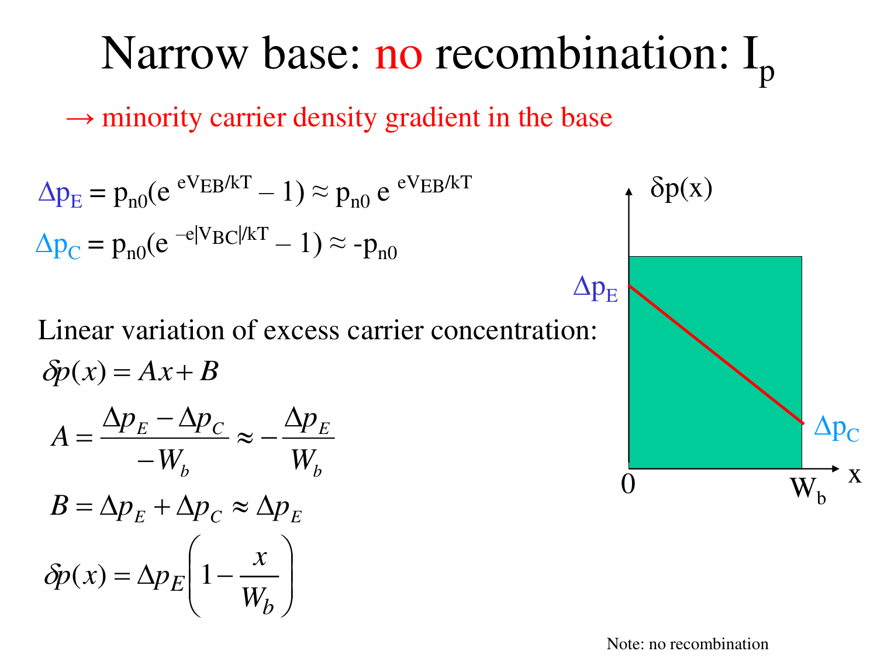# Narrow base: no recombination: $I_p$

→ minority carrier density gradient in the base

$$\Delta p_E = p_{n0}(e^{eV_{EB}/kT} - 1) \approx p_{n0}\, e^{eV_{EB}/kT}$$

$$\Delta p_C = p_{n0}(e^{-e|V_{BC}|/kT} - 1) \approx -p_{n0}$$

Linear variation of excess carrier concentration:

$$\delta p(x) = Ax + B$$

$$A = \frac{\Delta p_E - \Delta p_C}{-W_b} \approx -\frac{\Delta p_E}{W_b}$$

$$B = \Delta p_E + \Delta p_C \approx \Delta p_E$$

$$\delta p(x) = \Delta p_E \left(1 - \frac{x}{W_b}\right)$$

Note: no recombination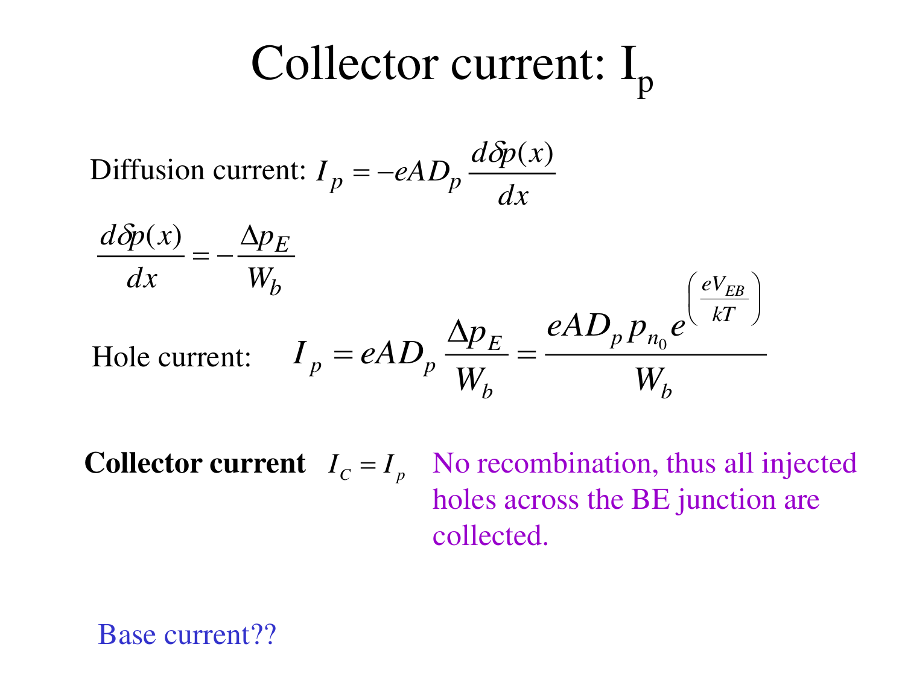# Collector current: $I_p$

Diffusion current: $I_p = -eAD_p \frac{d\delta p(x)}{dx}$

$$\frac{d\delta p(x)}{dx} = -\frac{\Delta p_E}{W_b}$$

Hole current: $$I_p = eAD_p \frac{\Delta p_E}{W_b} = \frac{eAD_p p_{n_0} e^{\left(\frac{eV_{EB}}{kT}\right)}}{W_b}$$

**Collector current** $I_C = I_p$ No recombination, thus all injected holes across the BE junction are collected.

Base current??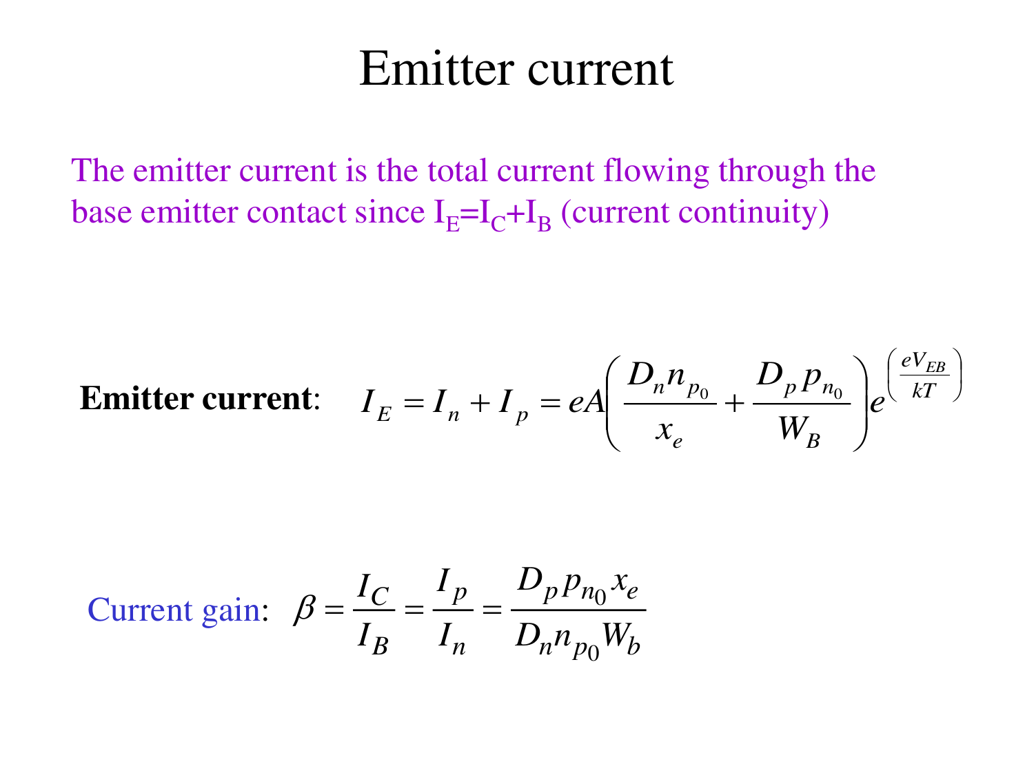# Emitter current

The emitter current is the total current flowing through the base emitter contact since $I_E = I_C + I_B$ (current continuity)

**Emitter current**: $$I_E = I_n + I_p = eA\left(\frac{D_n n_{p_0}}{x_e} + \frac{D_p p_{n_0}}{W_B}\right)e^{\left(\frac{eV_{EB}}{kT}\right)}$$

Current gain: $$\beta = \frac{I_C}{I_B} = \frac{I_p}{I_n} = \frac{D_p p_{n_0} x_e}{D_n n_{p_0} W_b}$$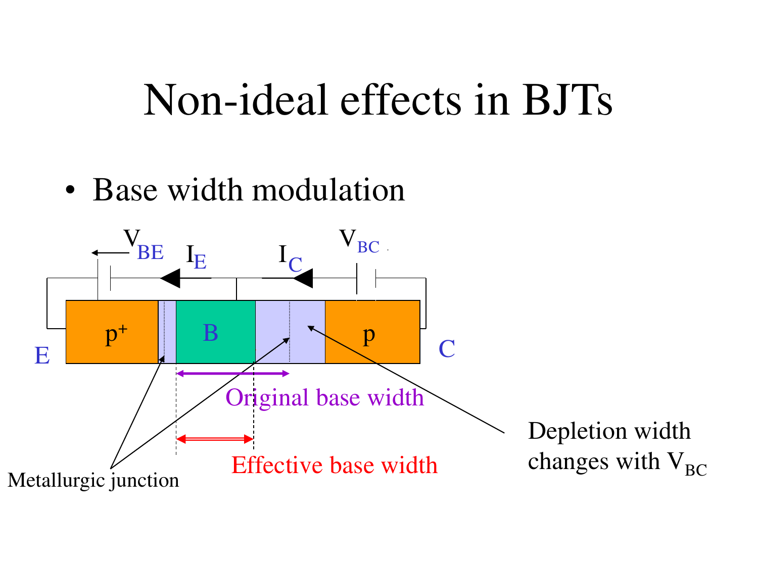# Non-ideal effects in BJTs

- Base width modulation

$V_{BE}$ $I_E$ $I_C$ $V_{BC}$

E $p^+$ B p C

Original base width

Effective base width

Metallurgic junction

Depletion width changes with $V_{BC}$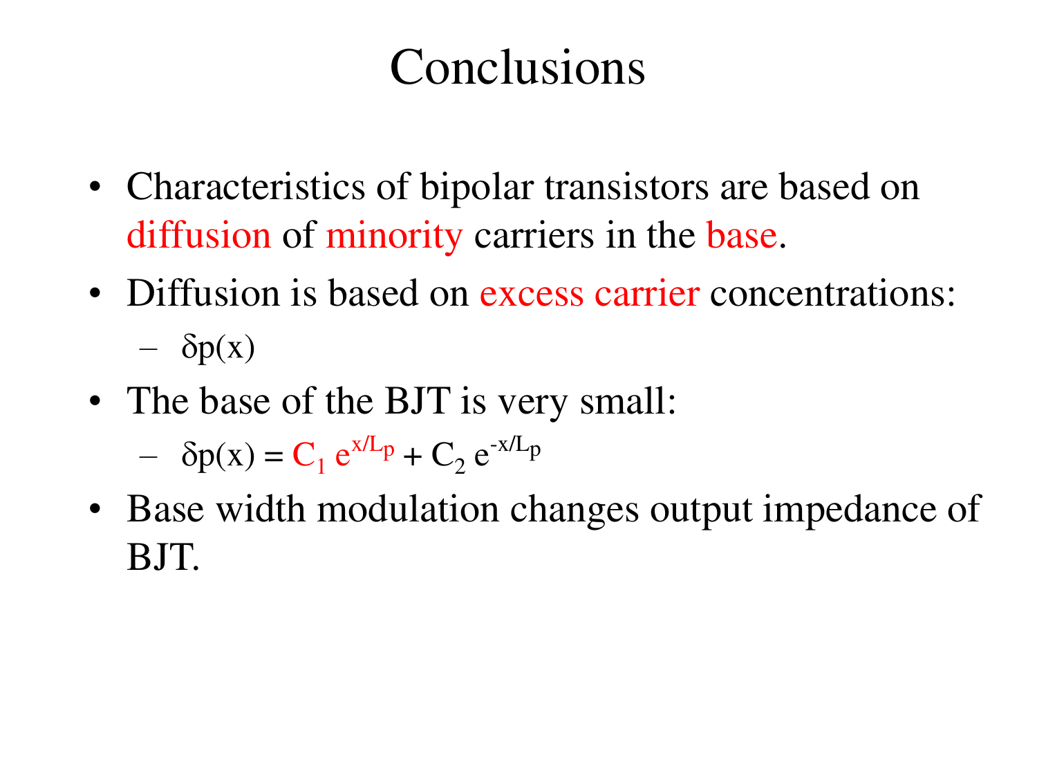# Conclusions

- Characteristics of bipolar transistors are based on diffusion of minority carriers in the base.
- Diffusion is based on excess carrier concentrations:
  - $\delta p(x)$
- The base of the BJT is very small:
  - $\delta p(x) = C_1 e^{x/L_p} + C_2 e^{-x/L_p}$
- Base width modulation changes output impedance of BJT.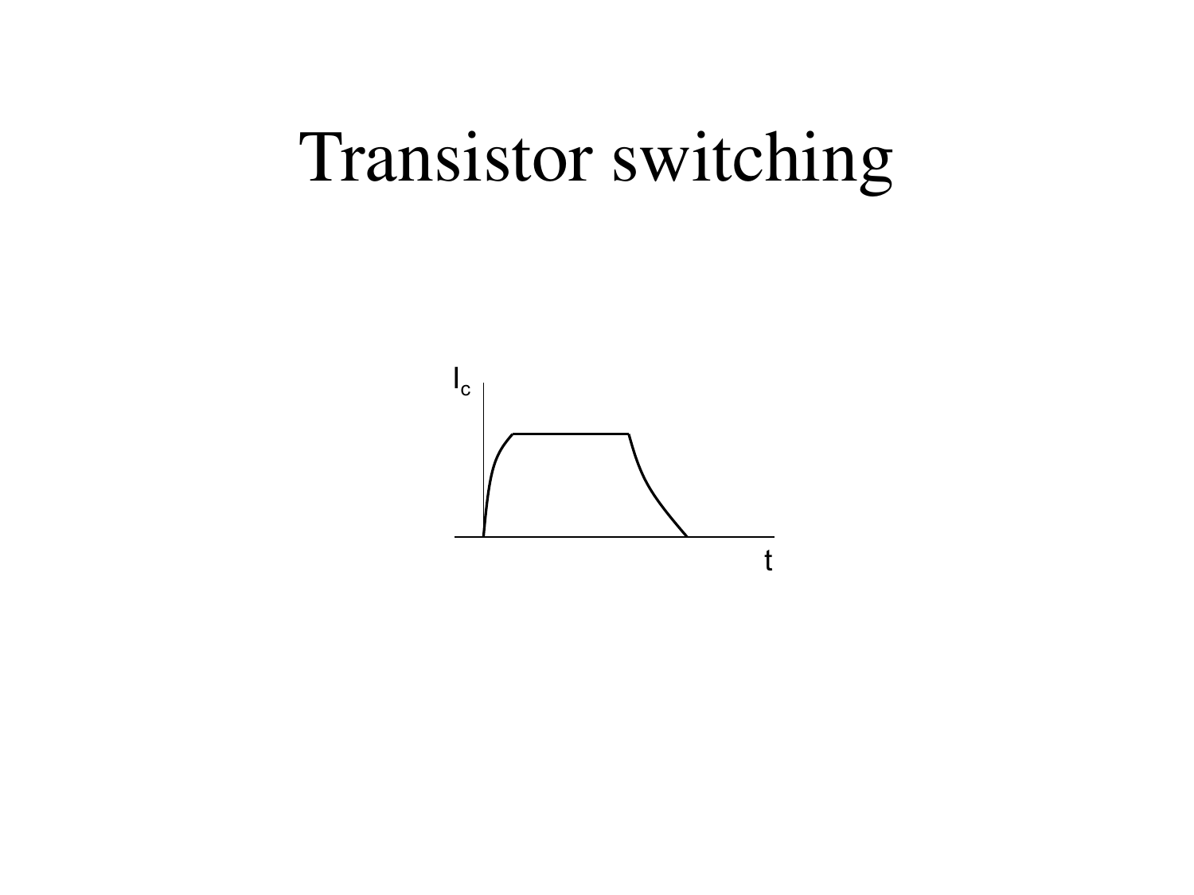# Transistor switching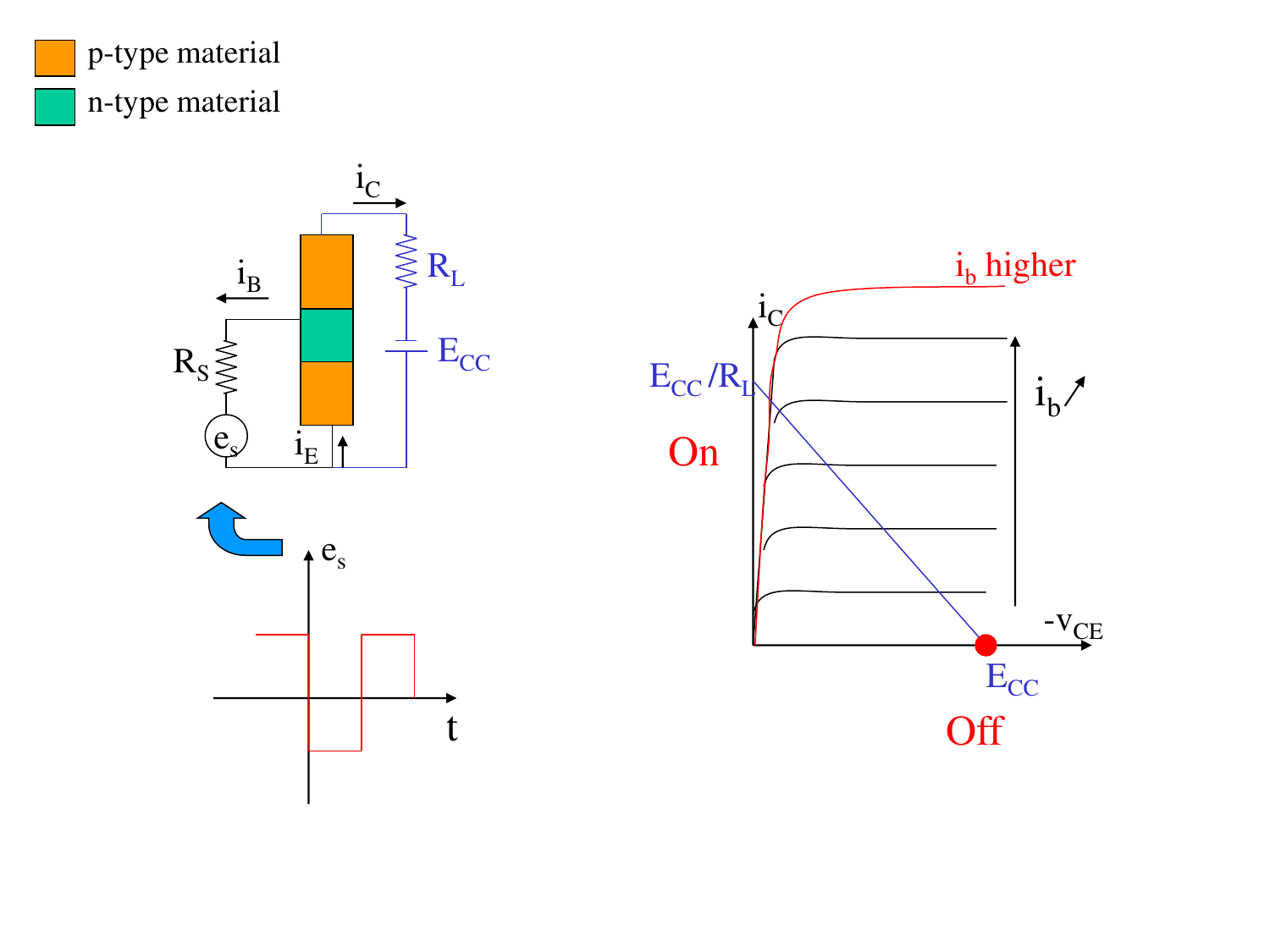p-type material

n-type material

$i_C$

$R_L$

$i_B$

$E_{CC}$

$R_S$

$e_s$

$i_E$

$e_s$

t

$i_b$ higher

$i_C$

$E_{CC}/R_L$

$i_b$

On

$-v_{CE}$

$E_{CC}$

Off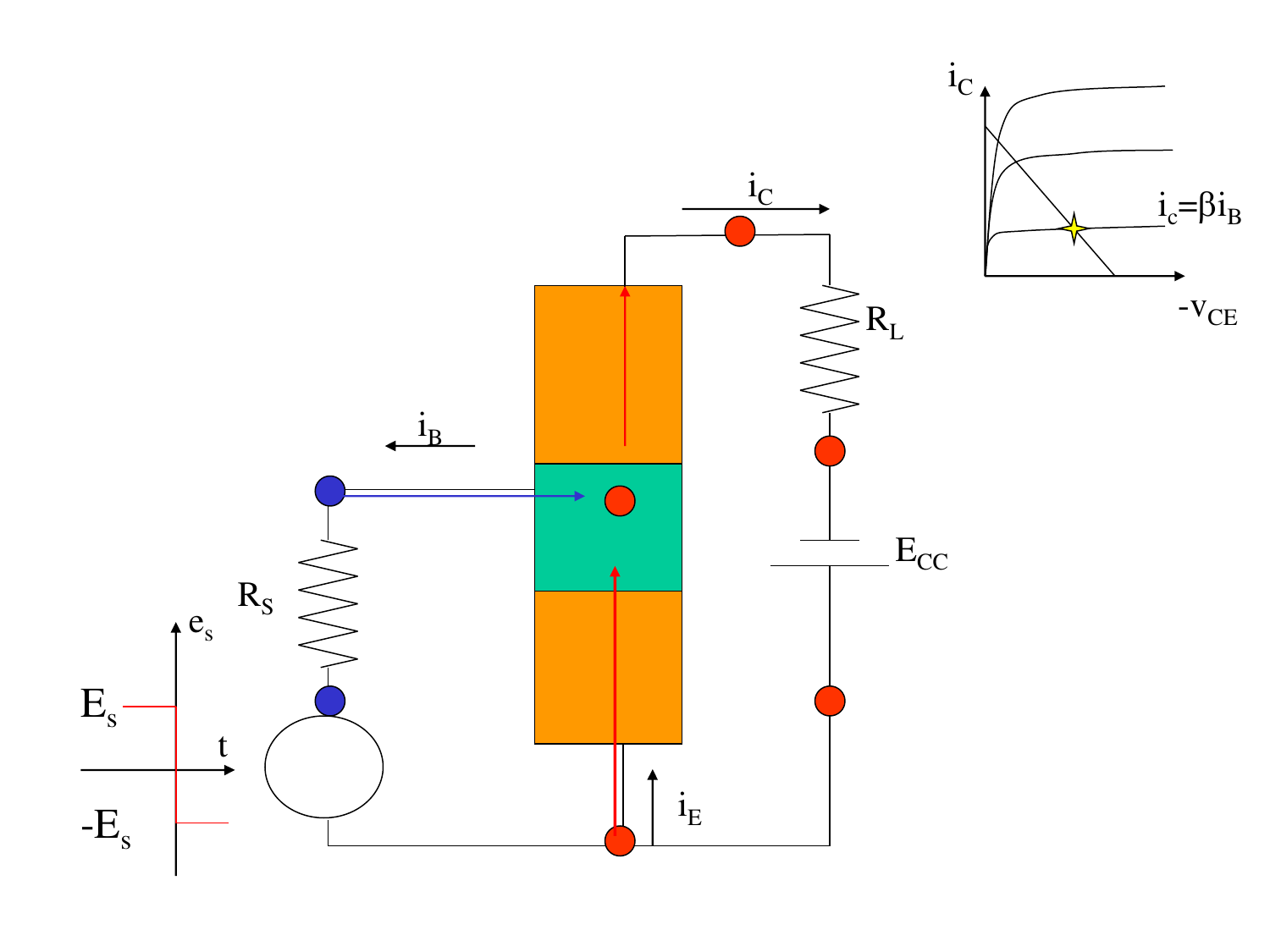$i_C$

$-v_{CE}$

$i_c = \beta i_B$

$i_C$

$R_L$

$i_B$

$E_{CC}$

$R_S$

$e_s$

$E_s$

$t$

$-E_s$

$i_E$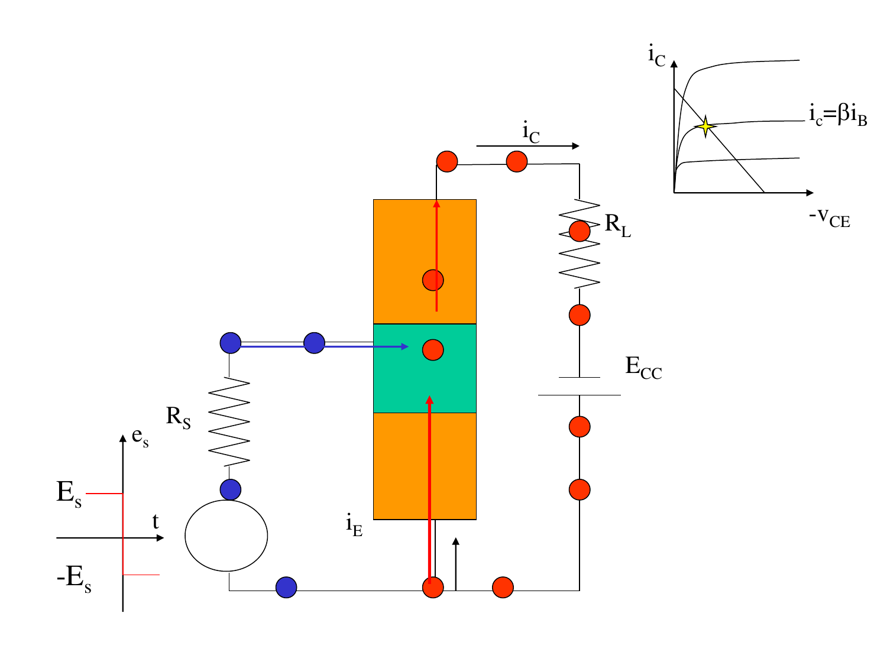$i_C$

$i_c = \beta i_B$

$-v_{CE}$

$i_C$

$R_L$

$E_{CC}$

$R_S$

$e_s$

$E_s$

$t$

$-E_s$

$i_E$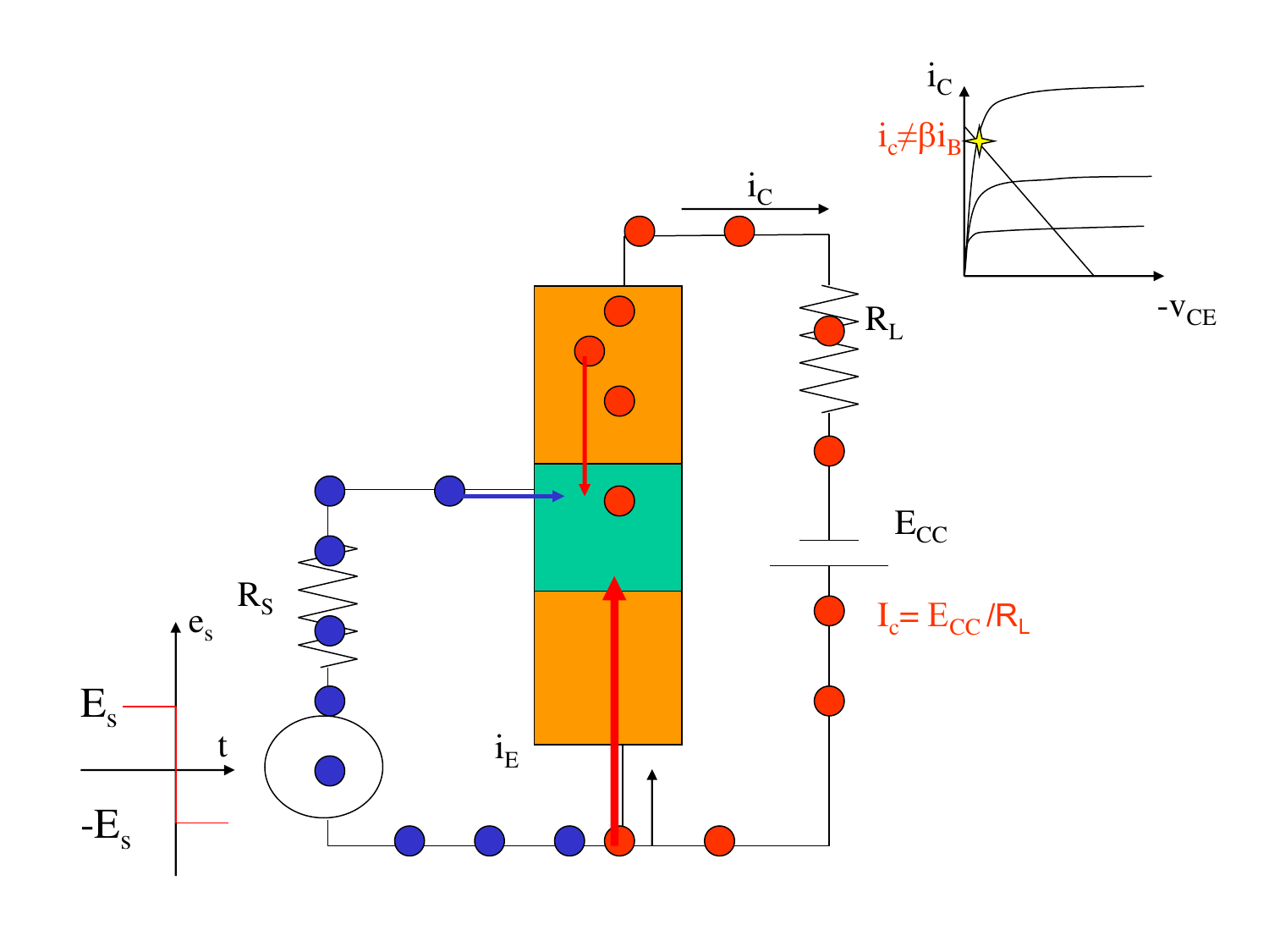$i_C$

$i_c \neq \beta i_B$

$-v_{CE}$

$i_C$

$R_L$

$E_{CC}$

$I_c = E_{CC} / R_L$

$R_S$

$e_s$

$E_s$

$t$

$-E_s$

$i_E$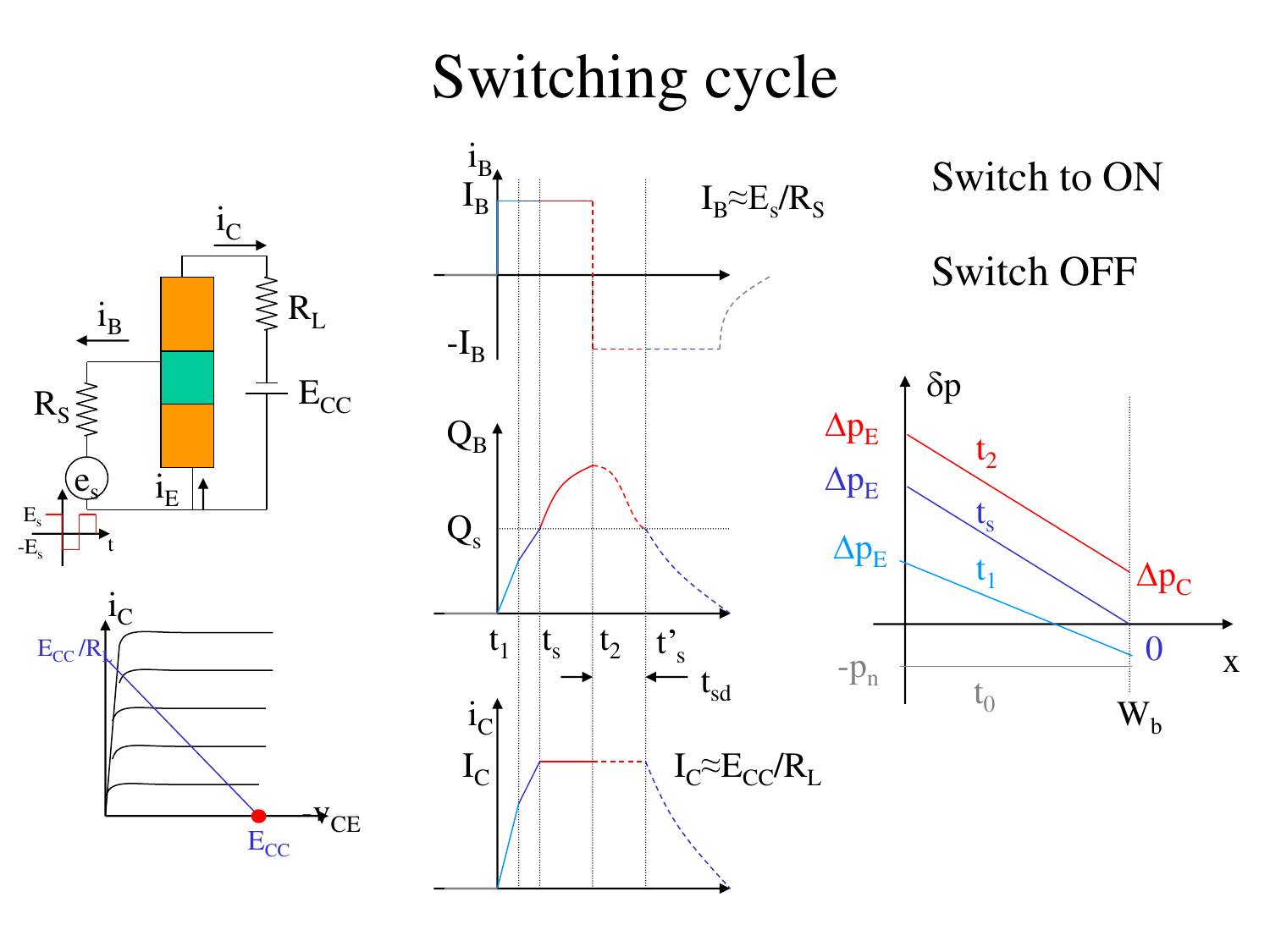# Switching cycle

Switch to ON

Switch OFF

$I_B \approx E_s/R_S$

$I_C \approx E_{CC}/R_L$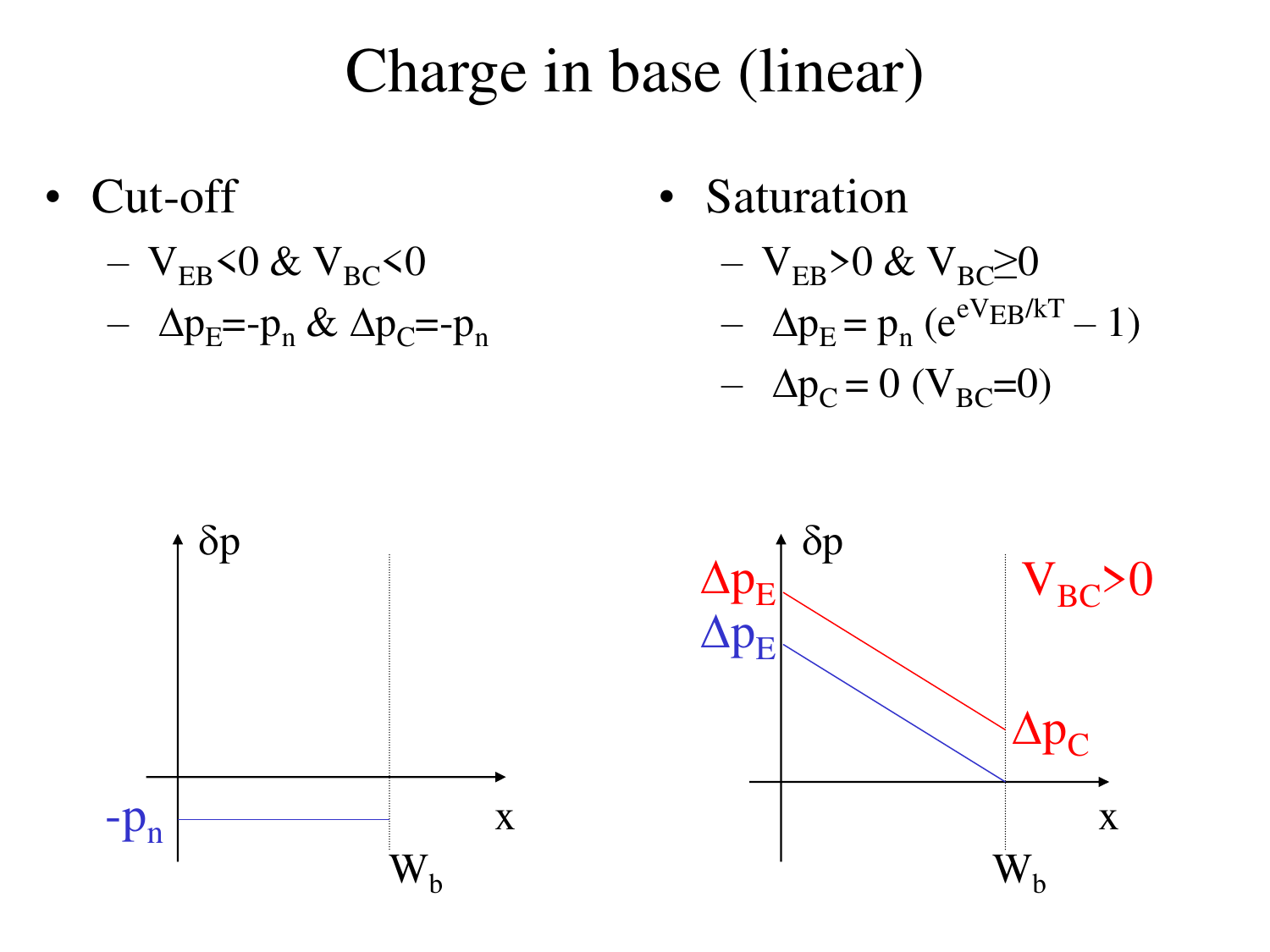# Charge in base (linear)

- Cut-off
  - $V_{EB}<0$ & $V_{BC}<0$
  - $\Delta p_E=-p_n$ & $\Delta p_C=-p_n$

- Saturation
  - $V_{EB}>0$ & $V_{BC}\geq 0$
  - $\Delta p_E = p_n\,(e^{eV_{EB}/kT} - 1)$
  - $\Delta p_C = 0$ ($V_{BC}=0$)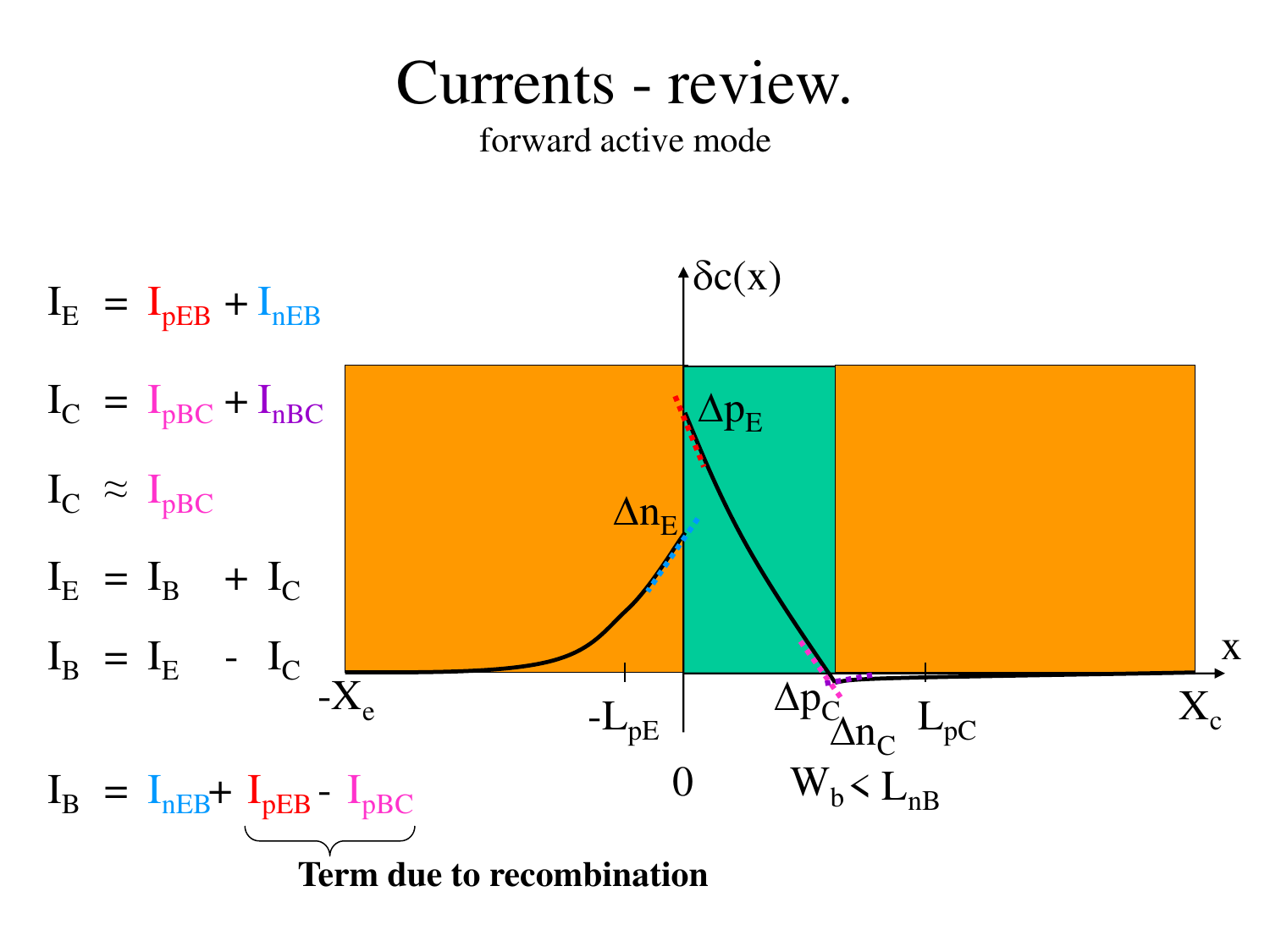# Currents - review.

forward active mode

$$I_E = I_{pEB} + I_{nEB}$$

$$I_C = I_{pBC} + I_{nBC}$$

$$I_C \approx I_{pBC}$$

$$I_E = I_B + I_C$$

$$I_B = I_E - I_C$$

$$I_B = I_{nEB} + \underbrace{I_{pEB} - I_{pBC}}_{\textbf{Term due to recombination}}$$

$\delta c(x)$, $\Delta p_E$, $\Delta n_E$, $\Delta p_C$, $\Delta n_C$, $x$

$-X_e$, $-L_{pE}$, $0$, $W_b < L_{nB}$, $L_{pC}$, $X_c$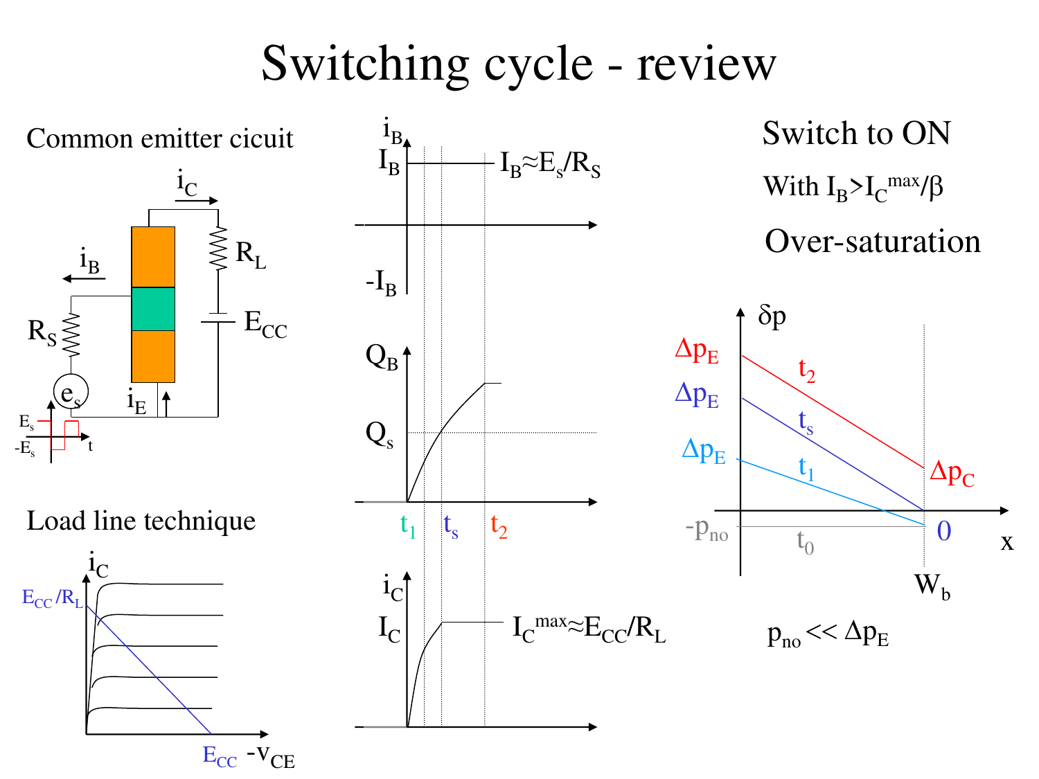# Switching cycle - review

Common emitter cicuit

$i_C$

$i_B$

$R_L$

$R_S$

$E_{CC}$

$e_s$

$i_E$

$E_s$

$-E_s$

t

Load line technique

$i_C$

$E_{CC}/R_L$

$E_{CC}$ $-v_{CE}$

$i_B$

$I_B$

$I_B \approx E_s/R_S$

$-I_B$

$Q_B$

$Q_s$

$t_1$ $t_s$ $t_2$

$i_C$

$I_C$

$I_C^{max} \approx E_{CC}/R_L$

Switch to ON

With $I_B > I_C^{max}/\beta$

Over-saturation

$\delta p$

$\Delta p_E$ $t_2$

$\Delta p_E$ $t_s$

$\Delta p_E$ $t_1$

$\Delta p_C$

$-p_{no}$ $t_0$ 0

x

$W_b$

$p_{no} << \Delta p_E$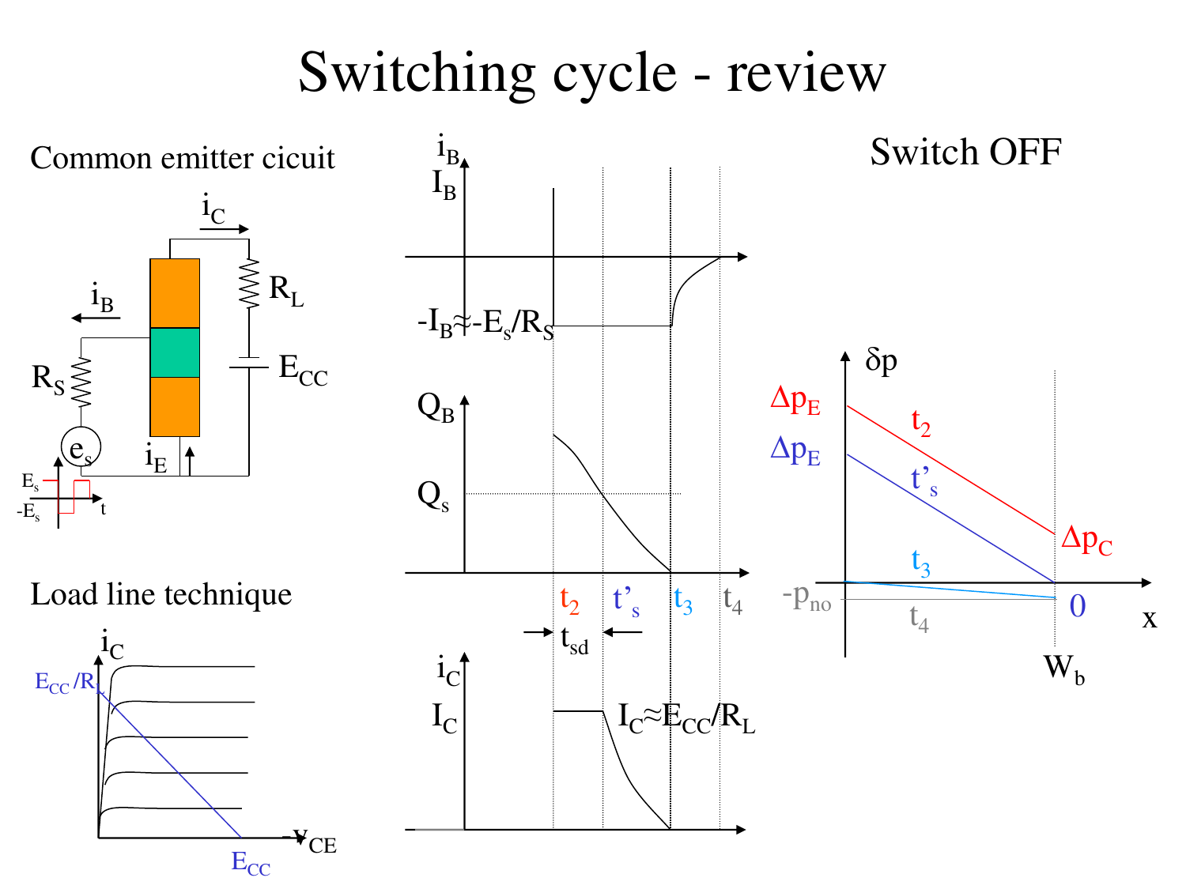# Switching cycle - review

Common emitter cicuit

$i_C$

$i_B$

$R_L$

$R_S$

$E_{CC}$

$e_s$

$i_E$

$E_s$

$-E_s$

$t$

Load line technique

$i_C$

$E_{CC}/R_L$

$v_{CE}$

$E_{CC}$

$i_B$

$I_B$

$-I_B \approx -E_s/R_S$

$Q_B$

$Q_s$

$t_2$ $t'_s$ $t_3$ $t_4$

$t_{sd}$

$i_C$

$I_C$

$I_C \approx E_{CC}/R_L$

Switch OFF

$\delta p$

$\Delta p_E$

$\Delta p_E$

$t_2$

$t'_s$

$\Delta p_C$

$t_3$

$-p_{no}$

$t_4$

$0$

$x$

$W_b$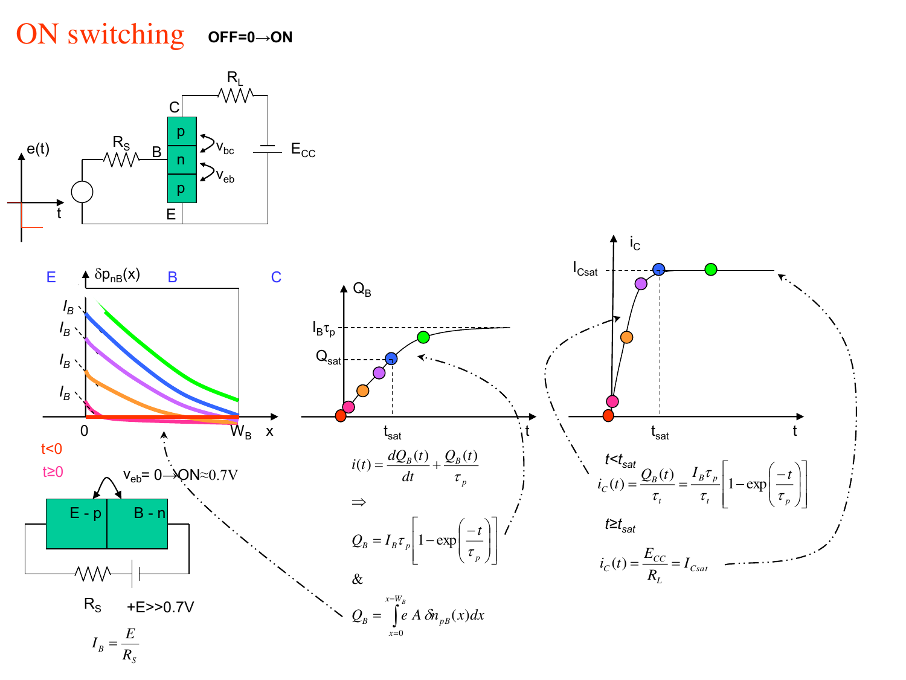# ON switching

**OFF=0→ON**

$t<0$

$t\geq 0$

$v_{eb}$= 0→ON≈0.7V

$R_S$ +E>>0.7V

$$I_B = \frac{E}{R_S}$$

$$i(t) = \frac{dQ_B(t)}{dt} + \frac{Q_B(t)}{\tau_p}$$

⇒

$$Q_B = I_B \tau_p \left[ 1 - \exp\left( \frac{-t}{\tau_p} \right) \right]$$

&

$$Q_B = \int_{x=0}^{x=W_B} e\, A\, \delta n_{pB}(x)\, dx$$

$t<t_{sat}$

$$i_C(t) = \frac{Q_B(t)}{\tau_t} = \frac{I_B \tau_p}{\tau_t} \left[ 1 - \exp\left( \frac{-t}{\tau_p} \right) \right]$$

$t\geq t_{sat}$

$$i_C(t) = \frac{E_{CC}}{R_L} = I_{Csat}$$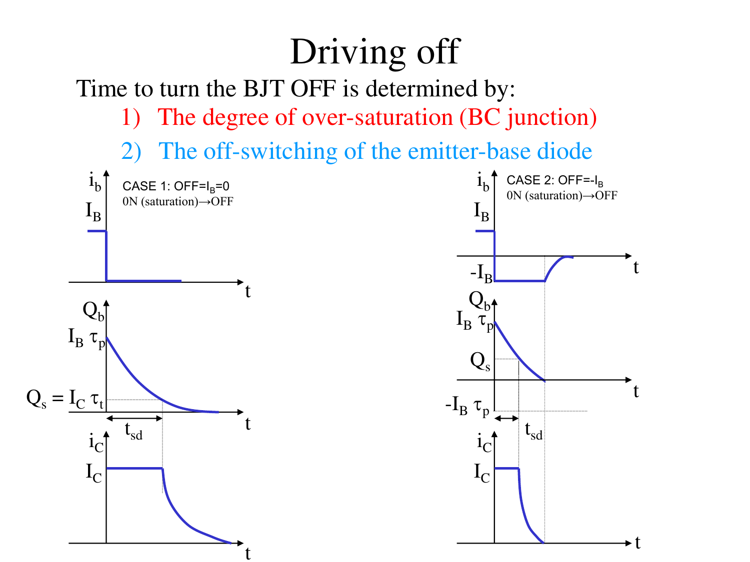# Driving off

Time to turn the BJT OFF is determined by:

1) The degree of over-saturation (BC junction)
2) The off-switching of the emitter-base diode

CASE 1: OFF=$I_B$=0

0N (saturation)→OFF

$i_b$, $I_B$, $t$

$Q_b$, $I_B\ \tau_p$, $Q_s = I_C\ \tau_t$, $t_{sd}$, $t$

$i_C$, $I_C$, $t$

CASE 2: OFF=$-I_B$

0N (saturation)→OFF

$i_b$, $I_B$, $-I_B$, $t$

$Q_b$, $I_B\ \tau_p$, $Q_s$, $-I_B\ \tau_p$, $t_{sd}$, $t$

$i_C$, $I_C$, $t$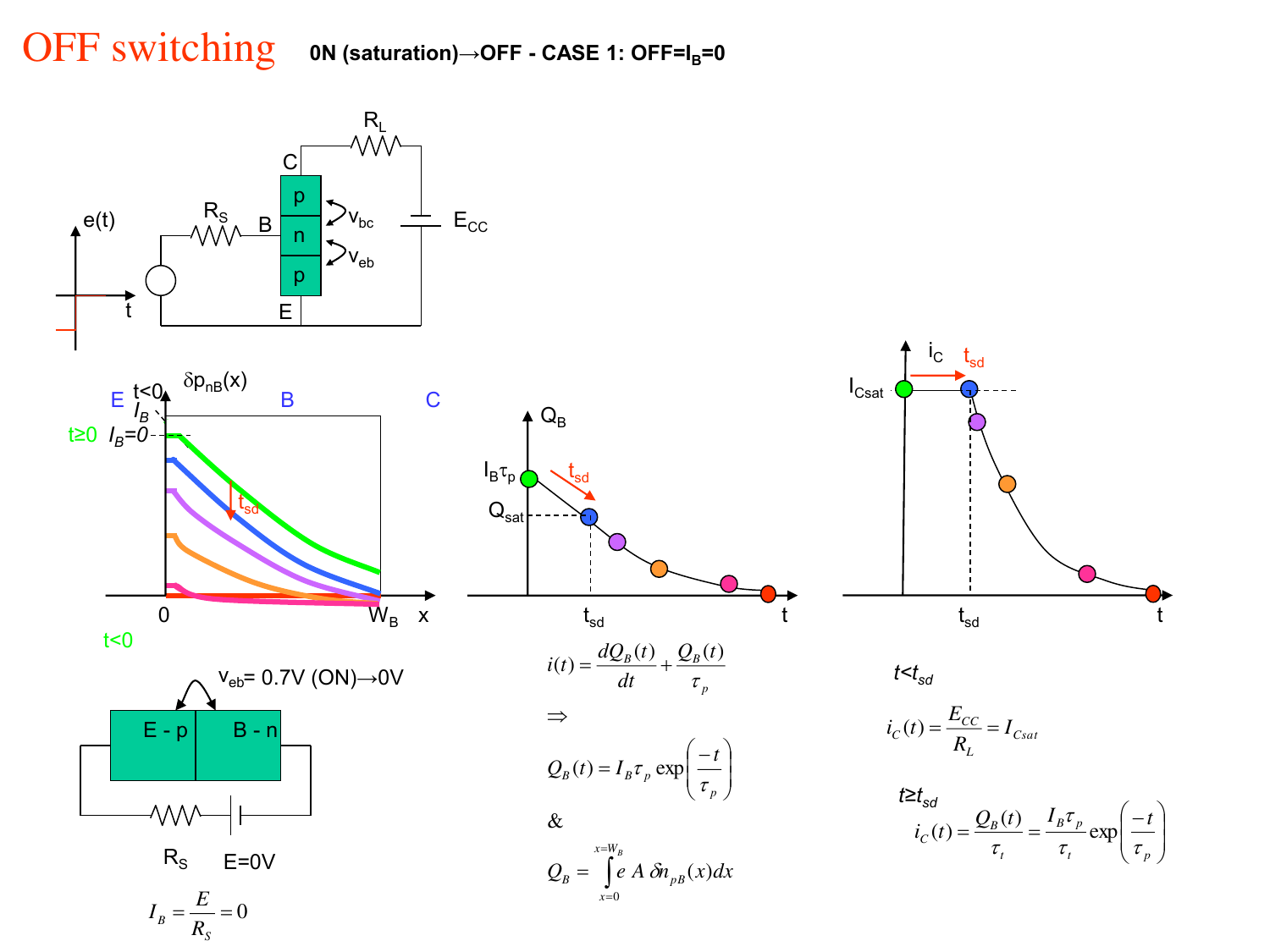# OFF switching

**0N (saturation)→OFF - CASE 1: OFF=$I_B$=0**

E   t<0   $\delta p_{nB}(x)$   B   C

t≥0 $I_B$=0

t<0

$v_{eb}$= 0.7V (ON)→0V

E - p   B - n

$R_S$   E=0V

$$I_B = \frac{E}{R_S} = 0$$

$$i(t) = \frac{dQ_B(t)}{dt} + \frac{Q_B(t)}{\tau_p}$$

$$\Rightarrow$$

$$Q_B(t) = I_B \tau_p \exp\left(\frac{-t}{\tau_p}\right)$$

&

$$Q_B = \int_{x=0}^{x=W_B} e\, A\, \delta n_{pB}(x) dx$$

$t<t_{sd}$

$$i_C(t) = \frac{E_{CC}}{R_L} = I_{Csat}$$

$t \geq t_{sd}$

$$i_C(t) = \frac{Q_B(t)}{\tau_t} = \frac{I_B \tau_p}{\tau_t} \exp\left(\frac{-t}{\tau_p}\right)$$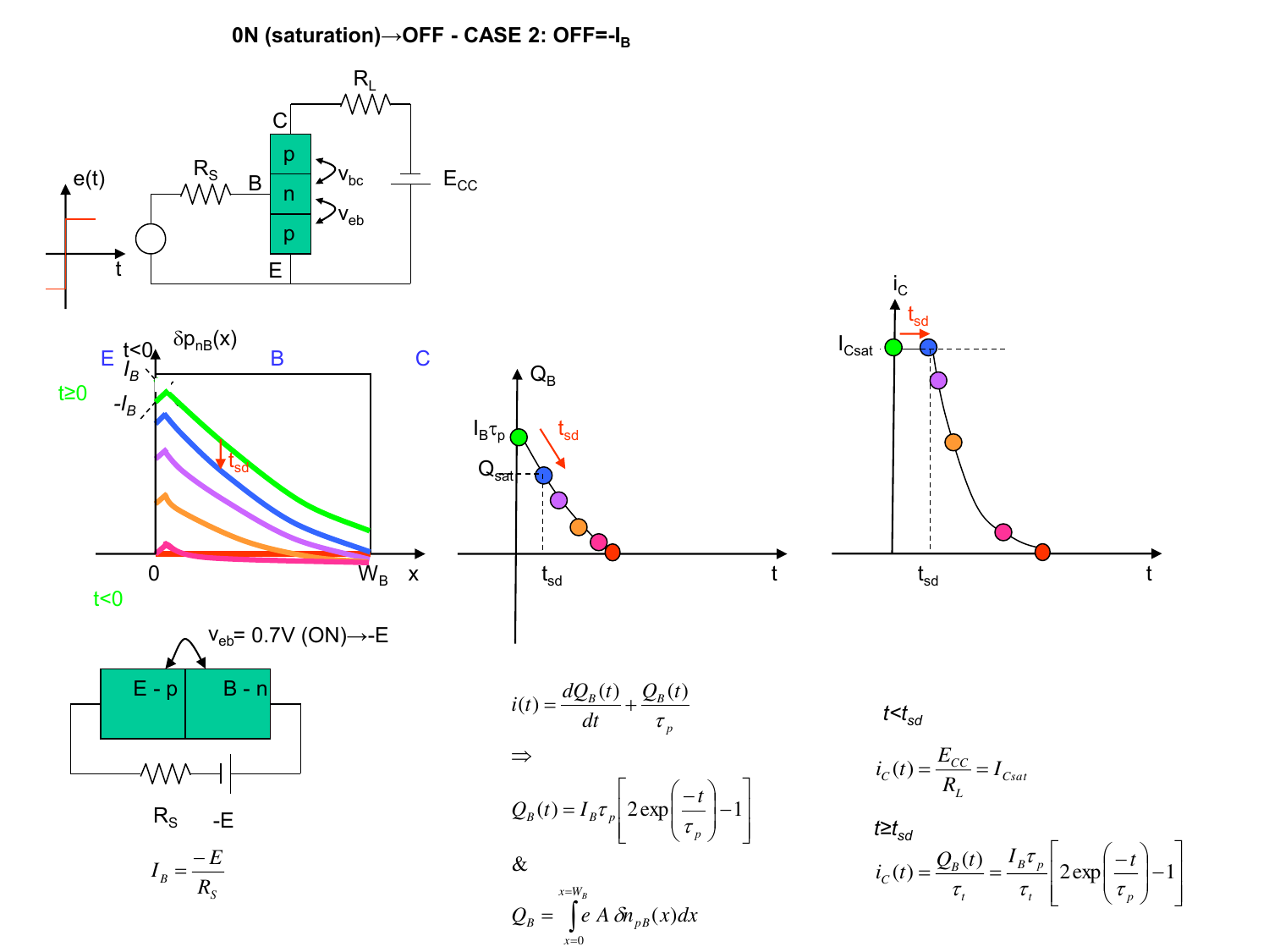# 0N (saturation)→OFF - CASE 2: OFF=$-I_B$

$v_{eb}$= 0.7V (ON)→-E

$$I_B = \frac{-E}{R_S}$$

$$i(t) = \frac{dQ_B(t)}{dt} + \frac{Q_B(t)}{\tau_p}$$

$\Rightarrow$

$$Q_B(t) = I_B \tau_p \left[ 2\exp\left(\frac{-t}{\tau_p}\right) - 1 \right]$$

&

$$Q_B = \int_{x=0}^{x=W_B} e\, A\, \delta n_{pB}(x) dx$$

$t<t_{sd}$

$$i_C(t) = \frac{E_{CC}}{R_L} = I_{Csat}$$

$t \geq t_{sd}$

$$i_C(t) = \frac{Q_B(t)}{\tau_t} = \frac{I_B \tau_p}{\tau_t} \left[ 2\exp\left(\frac{-t}{\tau_p}\right) - 1 \right]$$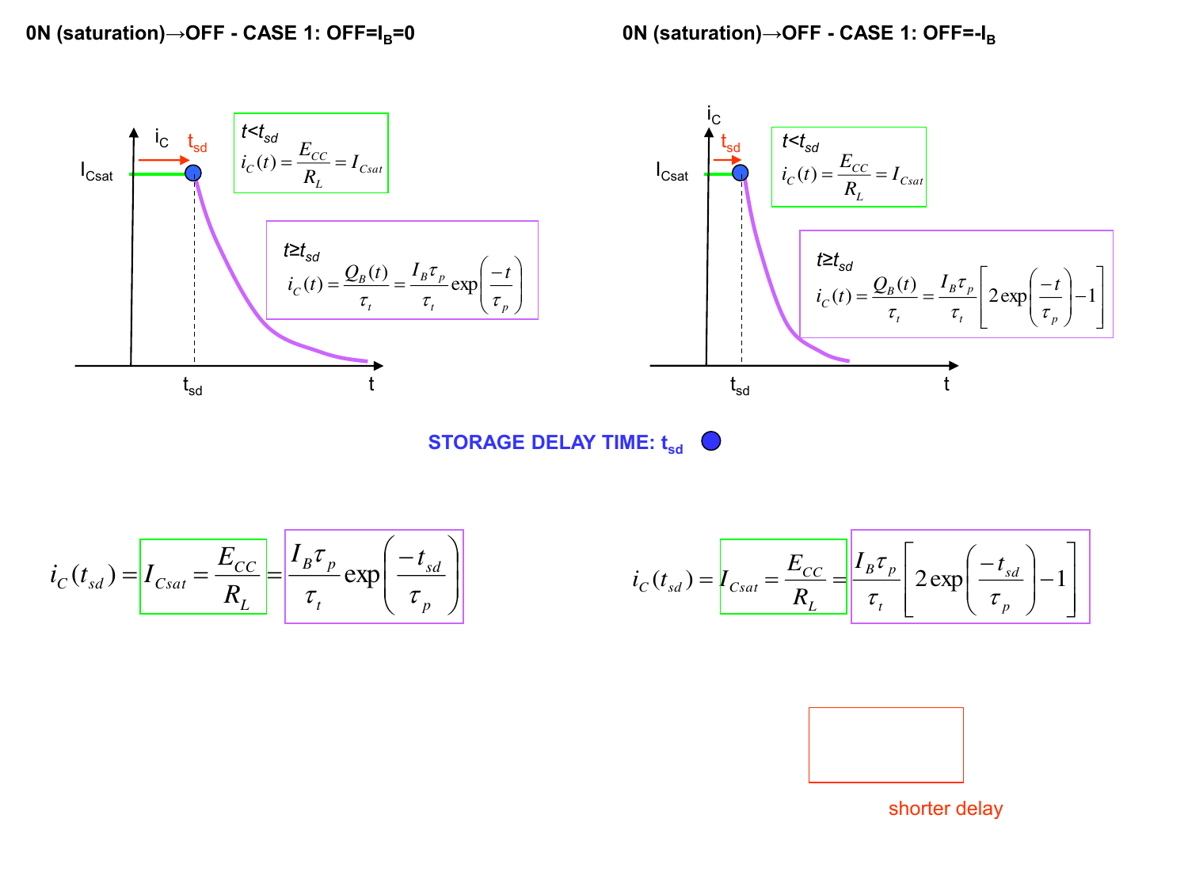## 0N (saturation)→OFF - CASE 1: OFF= $I_B$ =0

$t<t_{sd}$

$$i_C(t) = \frac{E_{CC}}{R_L} = I_{Csat}$$

$t \geq t_{sd}$

$$i_C(t) = \frac{Q_B(t)}{\tau_t} = \frac{I_B \tau_p}{\tau_t} \exp\left(\frac{-t}{\tau_p}\right)$$

## 0N (saturation)→OFF - CASE 1: OFF= $-I_B$

$t<t_{sd}$

$$i_C(t) = \frac{E_{CC}}{R_L} = I_{Csat}$$

$t \geq t_{sd}$

$$i_C(t) = \frac{Q_B(t)}{\tau_t} = \frac{I_B \tau_p}{\tau_t}\left[2\exp\left(\frac{-t}{\tau_p}\right) - 1\right]$$

**STORAGE DELAY TIME: $t_{sd}$**

$$i_C(t_{sd}) = I_{Csat} = \frac{E_{CC}}{R_L} = \frac{I_B \tau_p}{\tau_t} \exp\left(\frac{-t_{sd}}{\tau_p}\right)$$

$$i_C(t_{sd}) = I_{Csat} = \frac{E_{CC}}{R_L} = \frac{I_B \tau_p}{\tau_t}\left[2\exp\left(\frac{-t_{sd}}{\tau_p}\right) - 1\right]$$

shorter delay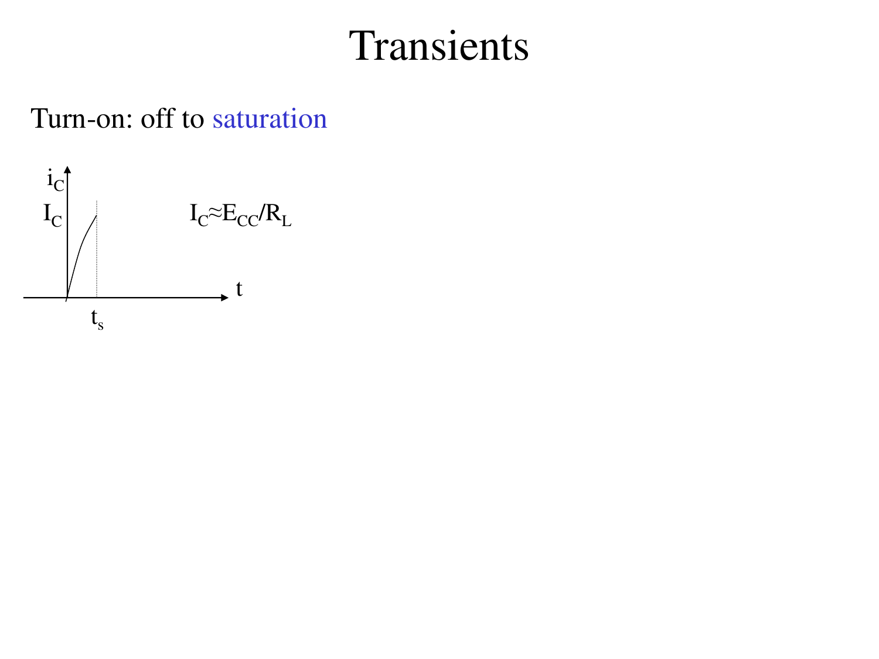# Transients

Turn-on: off to saturation

$I_C \approx E_{CC}/R_L$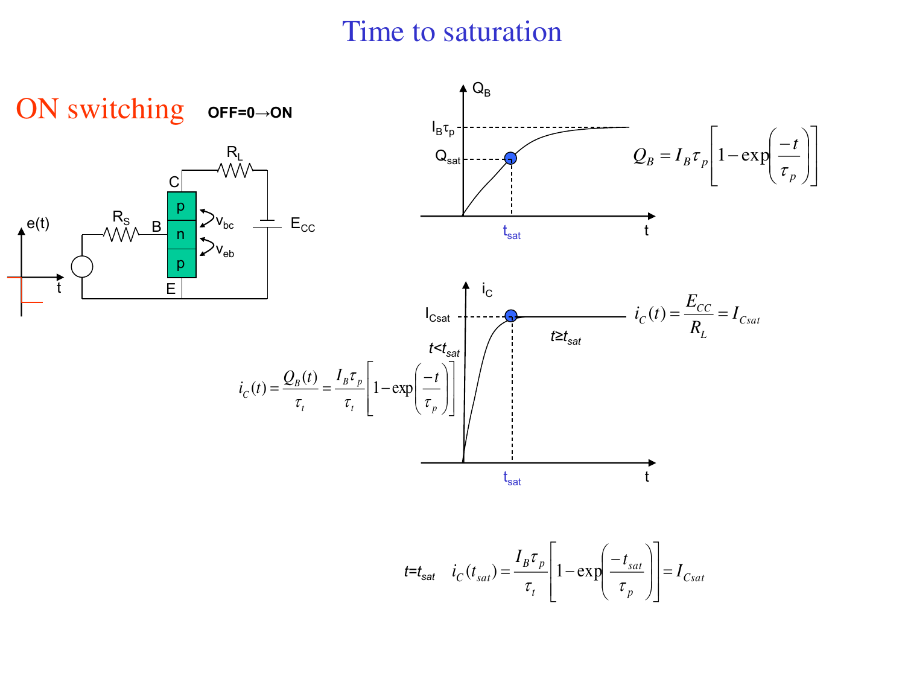# Time to saturation

## ON switching

**OFF=0→ON**

e(t)

t

$R_S$

B

C

E

$R_L$

$E_{CC}$

p

n

p

$v_{bc}$

$v_{eb}$

$Q_B$

$I_B\tau_p$

$Q_{sat}$

$t_{sat}$

t

$$Q_B = I_B \tau_p \left[ 1 - \exp\left( \frac{-t}{\tau_p} \right) \right]$$

$i_C$

$I_{Csat}$

$t<t_{sat}$

$t \geq t_{sat}$

$t_{sat}$

t

$$i_C(t) = \frac{E_{CC}}{R_L} = I_{Csat}$$

$$i_C(t) = \frac{Q_B(t)}{\tau_t} = \frac{I_B \tau_p}{\tau_t} \left[ 1 - \exp\left( \frac{-t}{\tau_p} \right) \right]$$

$t=t_{sat}$

$$i_C(t_{sat}) = \frac{I_B \tau_p}{\tau_t} \left[ 1 - \exp\left( \frac{-t_{sat}}{\tau_p} \right) \right] = I_{Csat}$$